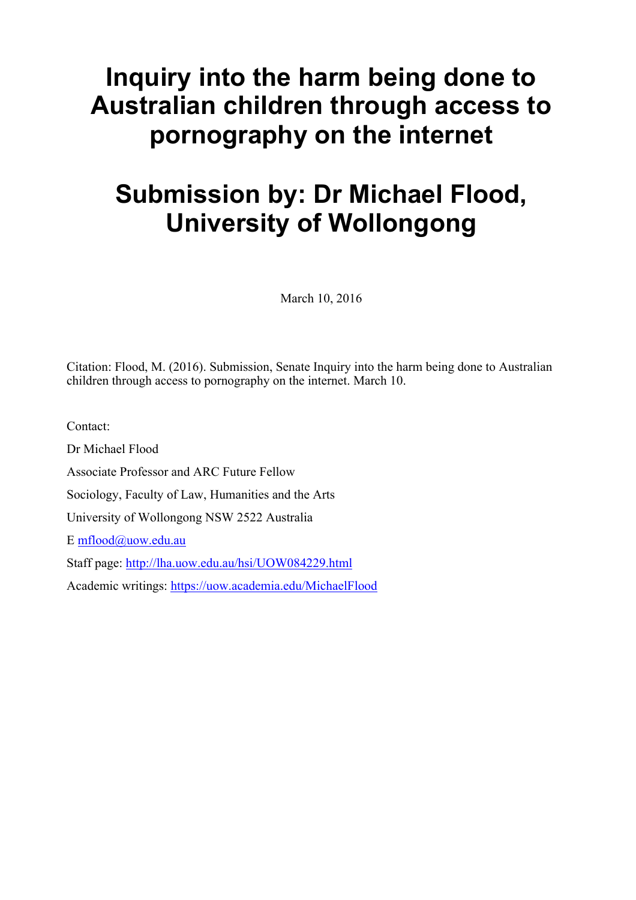# Inquiry into the harm being done to Australian children through access to pornography on the internet

# Submission by: Dr Michael Flood, University of Wollongong

March 10, 2016

Citation: Flood, M. (2016). Submission, Senate Inquiry into the harm being done to Australian children through access to pornography on the internet. March 10.

Contact:

Dr Michael Flood

Associate Professor and ARC Future Fellow

Sociology, Faculty of Law, Humanities and the Arts

University of Wollongong NSW 2522 Australia

E [mflood@uow.edu.au](mailto:mflood@uow.edu.au)

Staff page: [http://lha.uow.edu.au/hsi/UOW084229.html](http://lha.uow.edu.au/hsi/UOW084229.html)

Academic writings: [https://uow.academia.edu/MichaelFlood](https://uow.academia.edu/MichaelFlood)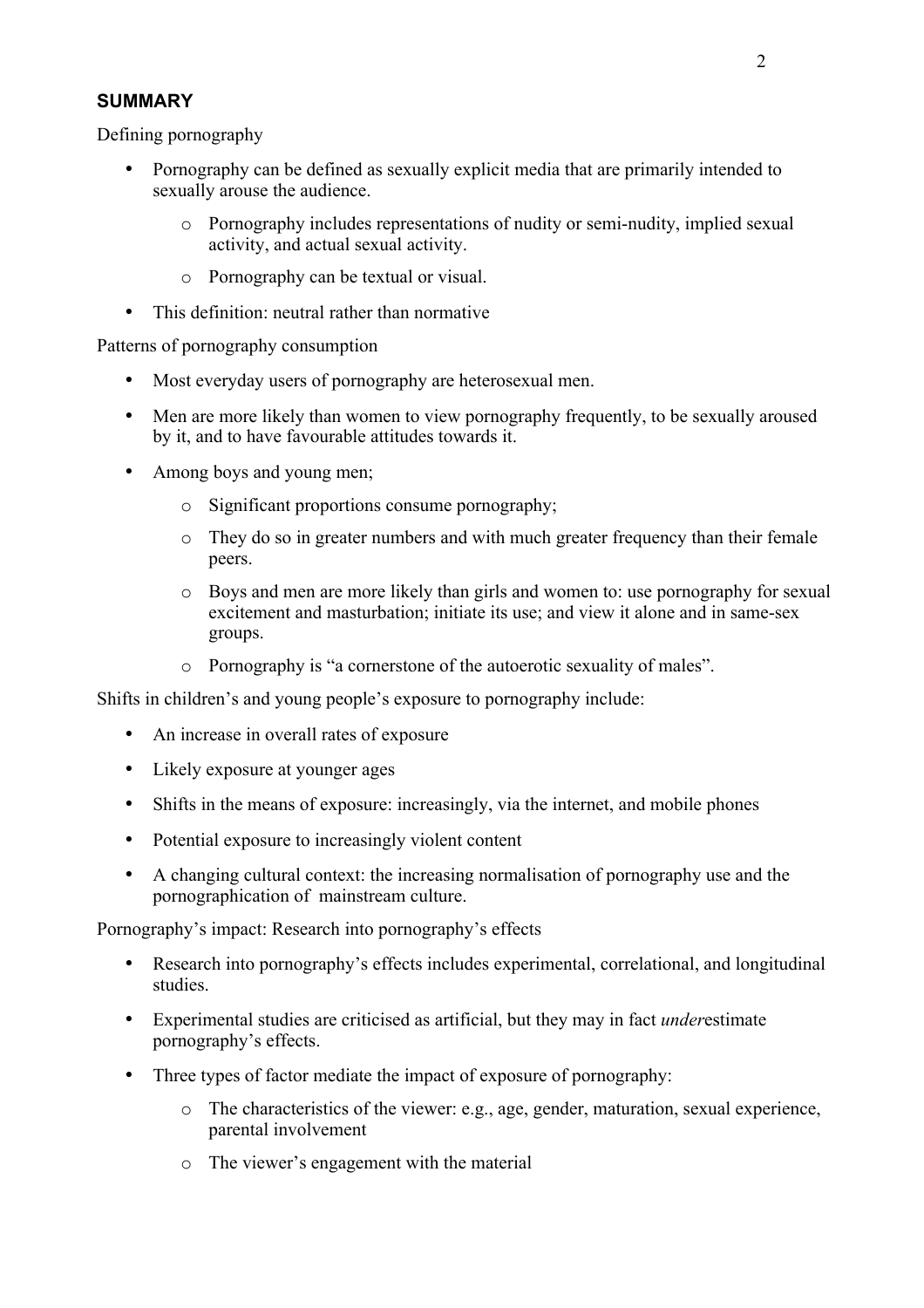## SUMMARY

Defining pornography

- Pornography can be defined as sexually explicit media that are primarily intended to sexually arouse the audience.
    - Pornography includes representations of nudity or semi-nudity, implied sexual activity, and actual sexual activity.
    - Pornography can be textual or visual.
- This definition: neutral rather than normative

Patterns of pornography consumption

- Most everyday users of pornography are heterosexual men.
- Men are more likely than women to view pornography frequently, to be sexually aroused by it, and to have favourable attitudes towards it.
- Among boys and young men;
    - Significant proportions consume pornography;
    - They do so in greater numbers and with much greater frequency than their female peers.
    - Boys and men are more likely than girls and women to: use pornography for sexual excitement and masturbation; initiate its use; and view it alone and in same-sex groups.
    - Pornography is "a cornerstone of the autoerotic sexuality of males".

Shifts in children's and young people's exposure to pornography include:

- An increase in overall rates of exposure
- Likely exposure at younger ages
- Shifts in the means of exposure: increasingly, via the internet, and mobile phones
- Potential exposure to increasingly violent content
- A changing cultural context: the increasing normalisation of pornography use and the pornographication of mainstream culture.

Pornography's impact: Research into pornography's effects

- Research into pornography's effects includes experimental, correlational, and longitudinal studies.
- Experimental studies are criticised as artificial, but they may in fact *under*estimate pornography's effects.
- Three types of factor mediate the impact of exposure of pornography:
    - The characteristics of the viewer: e.g., age, gender, maturation, sexual experience, parental involvement
    - The viewer's engagement with the material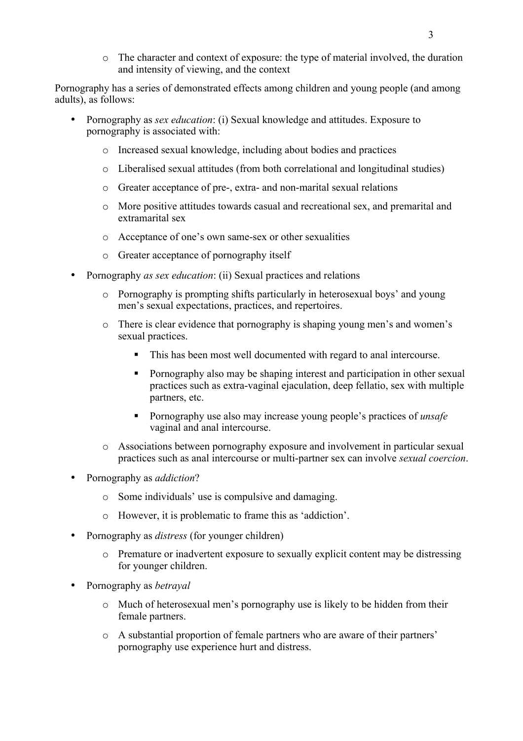- The character and context of exposure: the type of material involved, the duration and intensity of viewing, and the context

Pornography has a series of demonstrated effects among children and young people (and among adults), as follows:

- Pornography as *sex education*: (i) Sexual knowledge and attitudes. Exposure to pornography is associated with:
    - Increased sexual knowledge, including about bodies and practices
    - Liberalised sexual attitudes (from both correlational and longitudinal studies)
    - Greater acceptance of pre-, extra- and non-marital sexual relations
    - More positive attitudes towards casual and recreational sex, and premarital and extramarital sex
    - Acceptance of one's own same-sex or other sexualities
    - Greater acceptance of pornography itself
- Pornography *as sex education*: (ii) Sexual practices and relations
    - Pornography is prompting shifts particularly in heterosexual boys' and young men's sexual expectations, practices, and repertoires.
    - There is clear evidence that pornography is shaping young men's and women's sexual practices.
        - This has been most well documented with regard to anal intercourse.
        - Pornography also may be shaping interest and participation in other sexual practices such as extra-vaginal ejaculation, deep fellatio, sex with multiple partners, etc.
        - Pornography use also may increase young people's practices of *unsafe* vaginal and anal intercourse.
    - Associations between pornography exposure and involvement in particular sexual practices such as anal intercourse or multi-partner sex can involve *sexual coercion*.
- Pornography as *addiction*?
    - Some individuals' use is compulsive and damaging.
    - However, it is problematic to frame this as 'addiction'.
- Pornography as *distress* (for younger children)
    - Premature or inadvertent exposure to sexually explicit content may be distressing for younger children.
- Pornography as *betrayal*
    - Much of heterosexual men's pornography use is likely to be hidden from their female partners.
    - A substantial proportion of female partners who are aware of their partners' pornography use experience hurt and distress.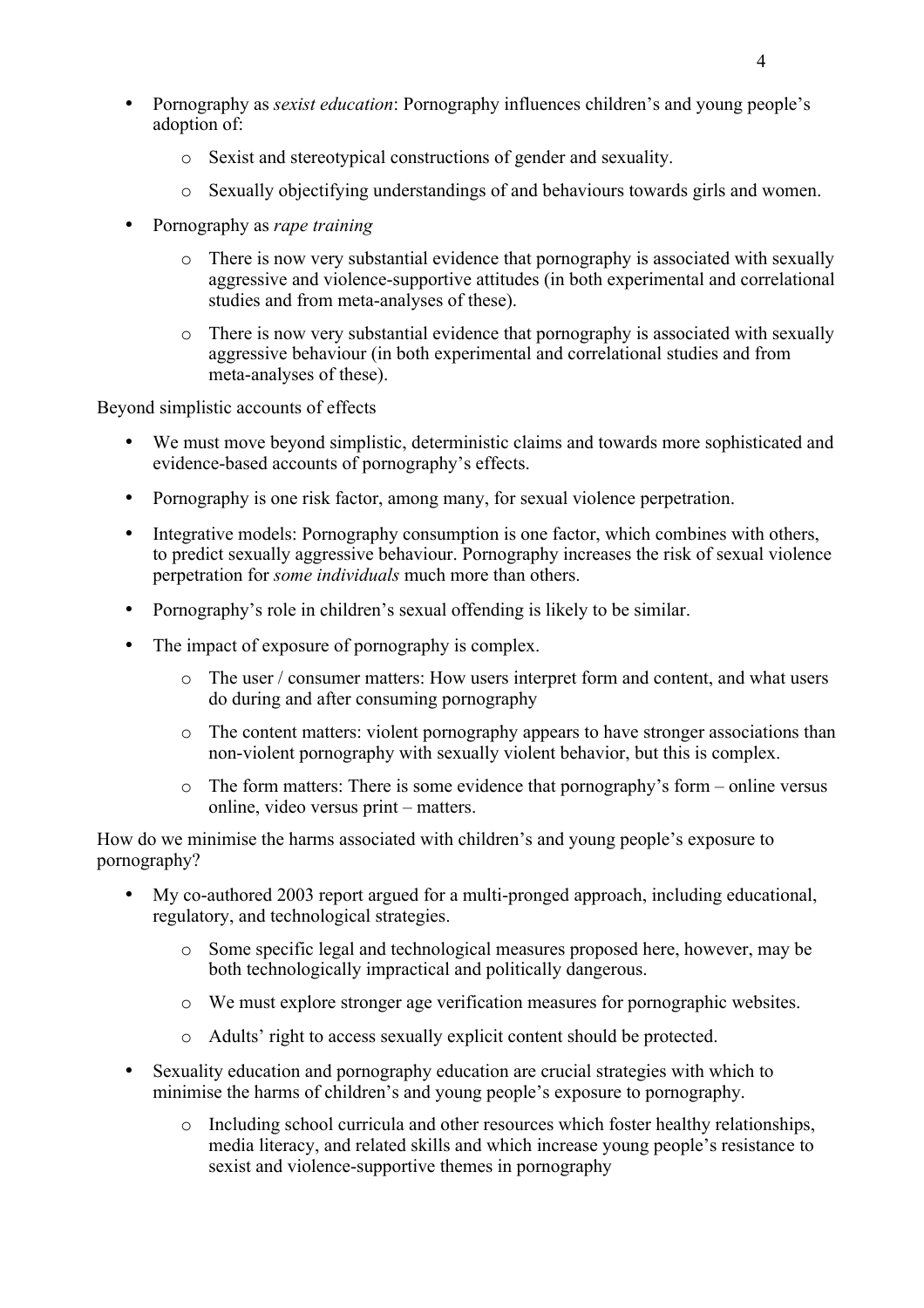- Pornography as *sexist education*: Pornography influences children's and young people's adoption of:
    - Sexist and stereotypical constructions of gender and sexuality.
    - Sexually objectifying understandings of and behaviours towards girls and women.
- Pornography as *rape training*
    - There is now very substantial evidence that pornography is associated with sexually aggressive and violence-supportive attitudes (in both experimental and correlational studies and from meta-analyses of these).
    - There is now very substantial evidence that pornography is associated with sexually aggressive behaviour (in both experimental and correlational studies and from meta-analyses of these).

Beyond simplistic accounts of effects

- We must move beyond simplistic, deterministic claims and towards more sophisticated and evidence-based accounts of pornography's effects.
- Pornography is one risk factor, among many, for sexual violence perpetration.
- Integrative models: Pornography consumption is one factor, which combines with others, to predict sexually aggressive behaviour. Pornography increases the risk of sexual violence perpetration for *some individuals* much more than others.
- Pornography's role in children's sexual offending is likely to be similar.
- The impact of exposure of pornography is complex.
    - The user / consumer matters: How users interpret form and content, and what users do during and after consuming pornography
    - The content matters: violent pornography appears to have stronger associations than non-violent pornography with sexually violent behavior, but this is complex.
    - The form matters: There is some evidence that pornography's form – online versus online, video versus print – matters.

How do we minimise the harms associated with children's and young people's exposure to pornography?

- My co-authored 2003 report argued for a multi-pronged approach, including educational, regulatory, and technological strategies.
    - Some specific legal and technological measures proposed here, however, may be both technologically impractical and politically dangerous.
    - We must explore stronger age verification measures for pornographic websites.
    - Adults' right to access sexually explicit content should be protected.
- Sexuality education and pornography education are crucial strategies with which to minimise the harms of children's and young people's exposure to pornography.
    - Including school curricula and other resources which foster healthy relationships, media literacy, and related skills and which increase young people's resistance to sexist and violence-supportive themes in pornography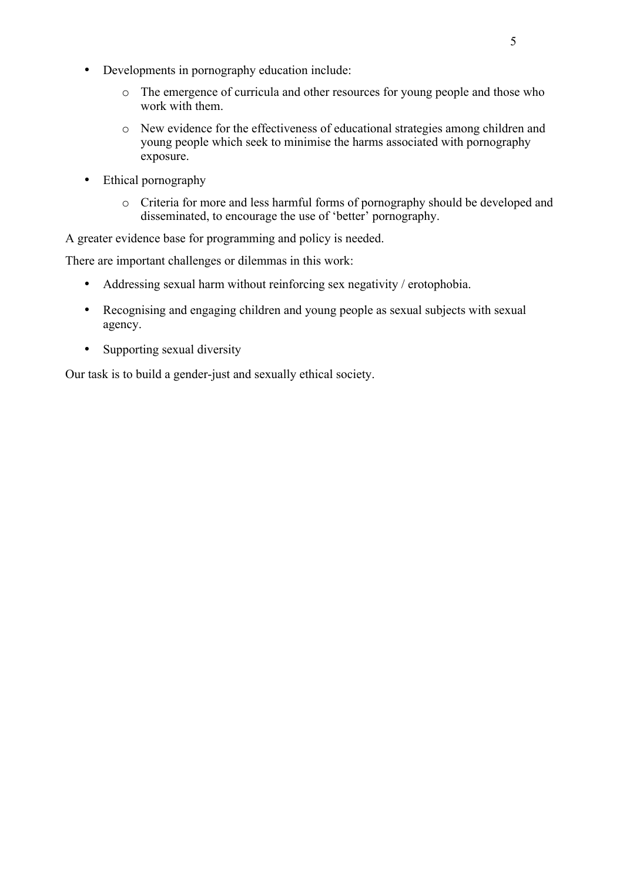- Developments in pornography education include:
    - The emergence of curricula and other resources for young people and those who work with them.
    - New evidence for the effectiveness of educational strategies among children and young people which seek to minimise the harms associated with pornography exposure.
- Ethical pornography
    - Criteria for more and less harmful forms of pornography should be developed and disseminated, to encourage the use of 'better' pornography.

A greater evidence base for programming and policy is needed.

There are important challenges or dilemmas in this work:

- Addressing sexual harm without reinforcing sex negativity / erotophobia.
- Recognising and engaging children and young people as sexual subjects with sexual agency.
- Supporting sexual diversity

Our task is to build a gender-just and sexually ethical society.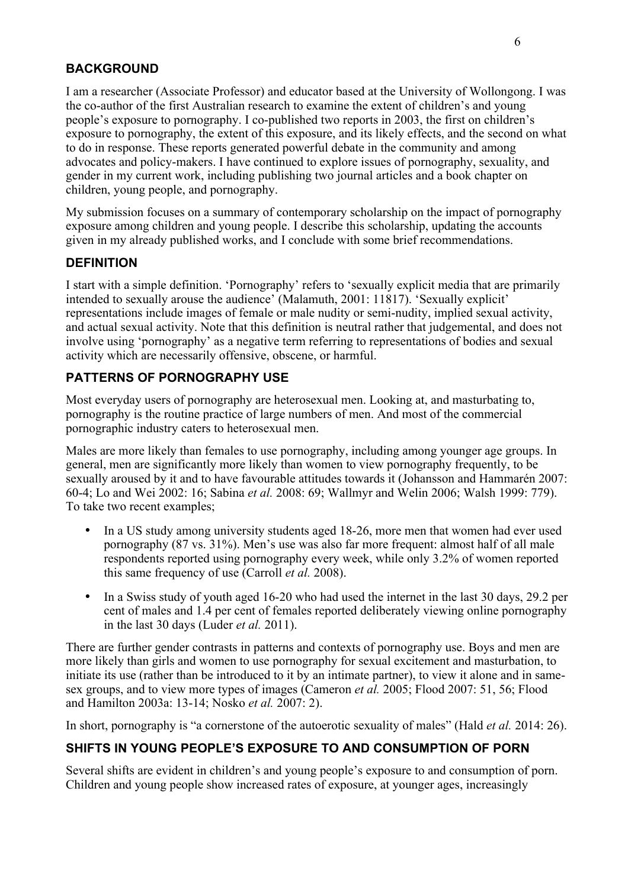## BACKGROUND

I am a researcher (Associate Professor) and educator based at the University of Wollongong. I was the co-author of the first Australian research to examine the extent of children's and young people's exposure to pornography. I co-published two reports in 2003, the first on children's exposure to pornography, the extent of this exposure, and its likely effects, and the second on what to do in response. These reports generated powerful debate in the community and among advocates and policy-makers. I have continued to explore issues of pornography, sexuality, and gender in my current work, including publishing two journal articles and a book chapter on children, young people, and pornography.

My submission focuses on a summary of contemporary scholarship on the impact of pornography exposure among children and young people. I describe this scholarship, updating the accounts given in my already published works, and I conclude with some brief recommendations.

## DEFINITION

I start with a simple definition. 'Pornography' refers to 'sexually explicit media that are primarily intended to sexually arouse the audience' (Malamuth, 2001: 11817). 'Sexually explicit' representations include images of female or male nudity or semi-nudity, implied sexual activity, and actual sexual activity. Note that this definition is neutral rather that judgemental, and does not involve using 'pornography' as a negative term referring to representations of bodies and sexual activity which are necessarily offensive, obscene, or harmful.

## PATTERNS OF PORNOGRAPHY USE

Most everyday users of pornography are heterosexual men. Looking at, and masturbating to, pornography is the routine practice of large numbers of men. And most of the commercial pornographic industry caters to heterosexual men.

Males are more likely than females to use pornography, including among younger age groups. In general, men are significantly more likely than women to view pornography frequently, to be sexually aroused by it and to have favourable attitudes towards it (Johansson and Hammarén 2007: 60-4; Lo and Wei 2002: 16; Sabina *et al.* 2008: 69; Wallmyr and Welin 2006; Walsh 1999: 779). To take two recent examples;

- In a US study among university students aged 18-26, more men that women had ever used pornography (87 vs. 31%). Men's use was also far more frequent: almost half of all male respondents reported using pornography every week, while only 3.2% of women reported this same frequency of use (Carroll *et al.* 2008).
- In a Swiss study of youth aged 16-20 who had used the internet in the last 30 days, 29.2 per cent of males and 1.4 per cent of females reported deliberately viewing online pornography in the last 30 days (Luder *et al.* 2011).

There are further gender contrasts in patterns and contexts of pornography use. Boys and men are more likely than girls and women to use pornography for sexual excitement and masturbation, to initiate its use (rather than be introduced to it by an intimate partner), to view it alone and in same-sex groups, and to view more types of images (Cameron *et al.* 2005; Flood 2007: 51, 56; Flood and Hamilton 2003a: 13-14; Nosko *et al.* 2007: 2).

In short, pornography is "a cornerstone of the autoerotic sexuality of males" (Hald *et al.* 2014: 26).

## SHIFTS IN YOUNG PEOPLE'S EXPOSURE TO AND CONSUMPTION OF PORN

Several shifts are evident in children's and young people's exposure to and consumption of porn. Children and young people show increased rates of exposure, at younger ages, increasingly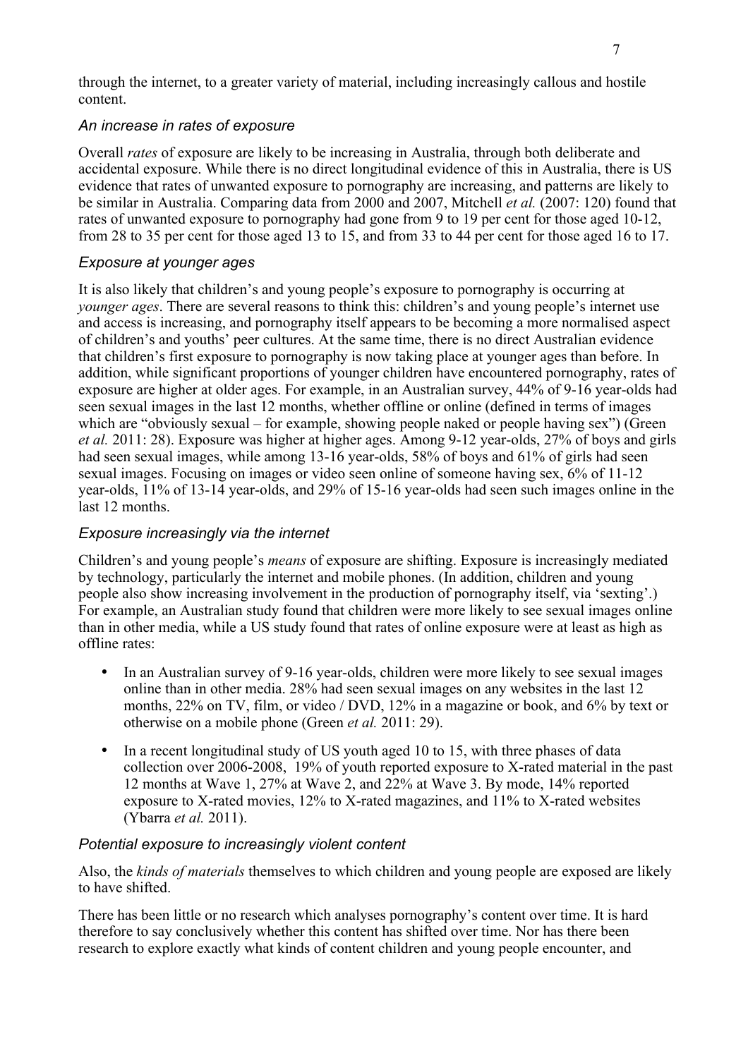through the internet, to a greater variety of material, including increasingly callous and hostile content.

### *An increase in rates of exposure*

Overall *rates* of exposure are likely to be increasing in Australia, through both deliberate and accidental exposure. While there is no direct longitudinal evidence of this in Australia, there is US evidence that rates of unwanted exposure to pornography are increasing, and patterns are likely to be similar in Australia. Comparing data from 2000 and 2007, Mitchell *et al.* (2007: 120) found that rates of unwanted exposure to pornography had gone from 9 to 19 per cent for those aged 10-12, from 28 to 35 per cent for those aged 13 to 15, and from 33 to 44 per cent for those aged 16 to 17.

### *Exposure at younger ages*

It is also likely that children's and young people's exposure to pornography is occurring at *younger ages*. There are several reasons to think this: children's and young people's internet use and access is increasing, and pornography itself appears to be becoming a more normalised aspect of children's and youths' peer cultures. At the same time, there is no direct Australian evidence that children's first exposure to pornography is now taking place at younger ages than before. In addition, while significant proportions of younger children have encountered pornography, rates of exposure are higher at older ages. For example, in an Australian survey, 44% of 9-16 year-olds had seen sexual images in the last 12 months, whether offline or online (defined in terms of images which are "obviously sexual – for example, showing people naked or people having sex") (Green *et al.* 2011: 28). Exposure was higher at higher ages. Among 9-12 year-olds, 27% of boys and girls had seen sexual images, while among 13-16 year-olds, 58% of boys and 61% of girls had seen sexual images. Focusing on images or video seen online of someone having sex, 6% of 11-12 year-olds, 11% of 13-14 year-olds, and 29% of 15-16 year-olds had seen such images online in the last 12 months.

### *Exposure increasingly via the internet*

Children's and young people's *means* of exposure are shifting. Exposure is increasingly mediated by technology, particularly the internet and mobile phones. (In addition, children and young people also show increasing involvement in the production of pornography itself, via 'sexting'.) For example, an Australian study found that children were more likely to see sexual images online than in other media, while a US study found that rates of online exposure were at least as high as offline rates:

- In an Australian survey of 9-16 year-olds, children were more likely to see sexual images online than in other media. 28% had seen sexual images on any websites in the last 12 months, 22% on TV, film, or video / DVD, 12% in a magazine or book, and 6% by text or otherwise on a mobile phone (Green *et al.* 2011: 29).
- In a recent longitudinal study of US youth aged 10 to 15, with three phases of data collection over 2006-2008, 19% of youth reported exposure to X-rated material in the past 12 months at Wave 1, 27% at Wave 2, and 22% at Wave 3. By mode, 14% reported exposure to X-rated movies, 12% to X-rated magazines, and 11% to X-rated websites (Ybarra *et al.* 2011).

### *Potential exposure to increasingly violent content*

Also, the *kinds of materials* themselves to which children and young people are exposed are likely to have shifted.

There has been little or no research which analyses pornography's content over time. It is hard therefore to say conclusively whether this content has shifted over time. Nor has there been research to explore exactly what kinds of content children and young people encounter, and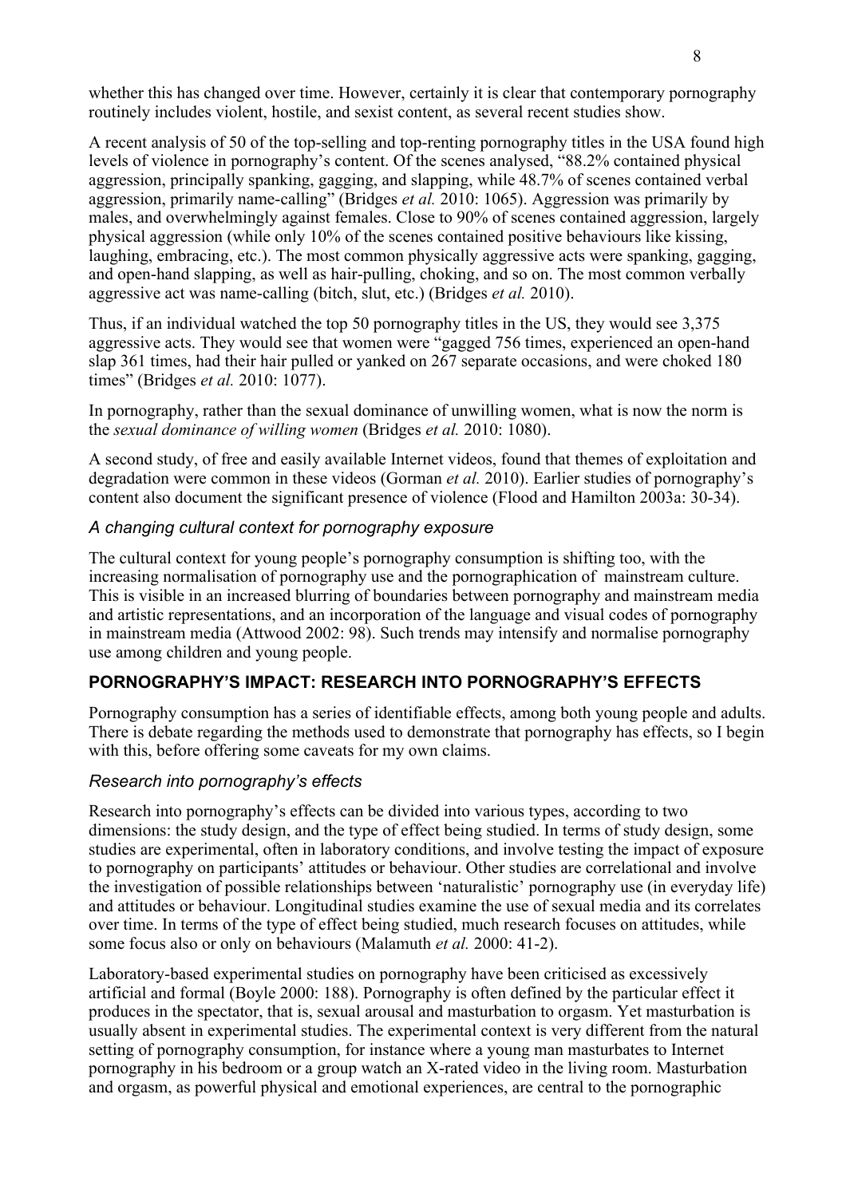whether this has changed over time. However, certainly it is clear that contemporary pornography routinely includes violent, hostile, and sexist content, as several recent studies show.

A recent analysis of 50 of the top-selling and top-renting pornography titles in the USA found high levels of violence in pornography's content. Of the scenes analysed, "88.2% contained physical aggression, principally spanking, gagging, and slapping, while 48.7% of scenes contained verbal aggression, primarily name-calling" (Bridges *et al.* 2010: 1065). Aggression was primarily by males, and overwhelmingly against females. Close to 90% of scenes contained aggression, largely physical aggression (while only 10% of the scenes contained positive behaviours like kissing, laughing, embracing, etc.). The most common physically aggressive acts were spanking, gagging, and open-hand slapping, as well as hair-pulling, choking, and so on. The most common verbally aggressive act was name-calling (bitch, slut, etc.) (Bridges *et al.* 2010).

Thus, if an individual watched the top 50 pornography titles in the US, they would see 3,375 aggressive acts. They would see that women were "gagged 756 times, experienced an open-hand slap 361 times, had their hair pulled or yanked on 267 separate occasions, and were choked 180 times" (Bridges *et al.* 2010: 1077).

In pornography, rather than the sexual dominance of unwilling women, what is now the norm is the *sexual dominance of willing women* (Bridges *et al.* 2010: 1080).

A second study, of free and easily available Internet videos, found that themes of exploitation and degradation were common in these videos (Gorman *et al.* 2010). Earlier studies of pornography's content also document the significant presence of violence (Flood and Hamilton 2003a: 30-34).

### *A changing cultural context for pornography exposure*

The cultural context for young people's pornography consumption is shifting too, with the increasing normalisation of pornography use and the pornographication of mainstream culture. This is visible in an increased blurring of boundaries between pornography and mainstream media and artistic representations, and an incorporation of the language and visual codes of pornography in mainstream media (Attwood 2002: 98). Such trends may intensify and normalise pornography use among children and young people.

## PORNOGRAPHY'S IMPACT: RESEARCH INTO PORNOGRAPHY'S EFFECTS

Pornography consumption has a series of identifiable effects, among both young people and adults. There is debate regarding the methods used to demonstrate that pornography has effects, so I begin with this, before offering some caveats for my own claims.

### *Research into pornography's effects*

Research into pornography's effects can be divided into various types, according to two dimensions: the study design, and the type of effect being studied. In terms of study design, some studies are experimental, often in laboratory conditions, and involve testing the impact of exposure to pornography on participants' attitudes or behaviour. Other studies are correlational and involve the investigation of possible relationships between 'naturalistic' pornography use (in everyday life) and attitudes or behaviour. Longitudinal studies examine the use of sexual media and its correlates over time. In terms of the type of effect being studied, much research focuses on attitudes, while some focus also or only on behaviours (Malamuth *et al.* 2000: 41-2).

Laboratory-based experimental studies on pornography have been criticised as excessively artificial and formal (Boyle 2000: 188). Pornography is often defined by the particular effect it produces in the spectator, that is, sexual arousal and masturbation to orgasm. Yet masturbation is usually absent in experimental studies. The experimental context is very different from the natural setting of pornography consumption, for instance where a young man masturbates to Internet pornography in his bedroom or a group watch an X-rated video in the living room. Masturbation and orgasm, as powerful physical and emotional experiences, are central to the pornographic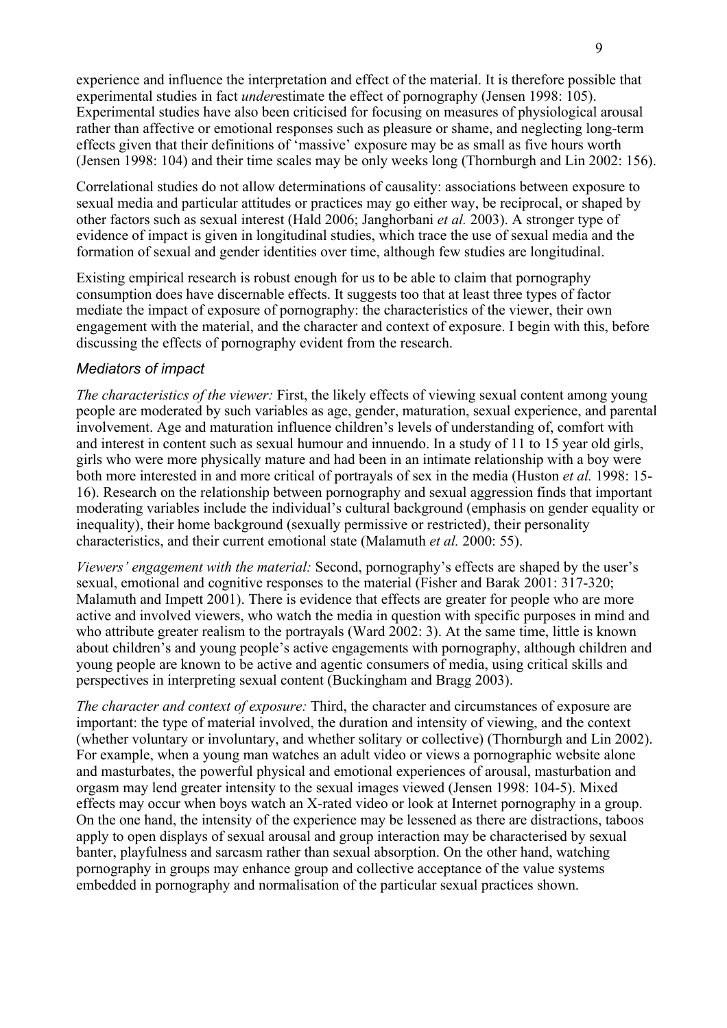experience and influence the interpretation and effect of the material. It is therefore possible that experimental studies in fact *under*estimate the effect of pornography (Jensen 1998: 105). Experimental studies have also been criticised for focusing on measures of physiological arousal rather than affective or emotional responses such as pleasure or shame, and neglecting long-term effects given that their definitions of 'massive' exposure may be as small as five hours worth (Jensen 1998: 104) and their time scales may be only weeks long (Thornburgh and Lin 2002: 156).

Correlational studies do not allow determinations of causality: associations between exposure to sexual media and particular attitudes or practices may go either way, be reciprocal, or shaped by other factors such as sexual interest (Hald 2006; Janghorbani *et al.* 2003). A stronger type of evidence of impact is given in longitudinal studies, which trace the use of sexual media and the formation of sexual and gender identities over time, although few studies are longitudinal.

Existing empirical research is robust enough for us to be able to claim that pornography consumption does have discernable effects. It suggests too that at least three types of factor mediate the impact of exposure of pornography: the characteristics of the viewer, their own engagement with the material, and the character and context of exposure. I begin with this, before discussing the effects of pornography evident from the research.

### *Mediators of impact*

*The characteristics of the viewer:* First, the likely effects of viewing sexual content among young people are moderated by such variables as age, gender, maturation, sexual experience, and parental involvement. Age and maturation influence children's levels of understanding of, comfort with and interest in content such as sexual humour and innuendo. In a study of 11 to 15 year old girls, girls who were more physically mature and had been in an intimate relationship with a boy were both more interested in and more critical of portrayals of sex in the media (Huston *et al.* 1998: 15-16). Research on the relationship between pornography and sexual aggression finds that important moderating variables include the individual's cultural background (emphasis on gender equality or inequality), their home background (sexually permissive or restricted), their personality characteristics, and their current emotional state (Malamuth *et al.* 2000: 55).

*Viewers' engagement with the material:* Second, pornography's effects are shaped by the user's sexual, emotional and cognitive responses to the material (Fisher and Barak 2001: 317-320; Malamuth and Impett 2001). There is evidence that effects are greater for people who are more active and involved viewers, who watch the media in question with specific purposes in mind and who attribute greater realism to the portrayals (Ward 2002: 3). At the same time, little is known about children's and young people's active engagements with pornography, although children and young people are known to be active and agentic consumers of media, using critical skills and perspectives in interpreting sexual content (Buckingham and Bragg 2003).

*The character and context of exposure:* Third, the character and circumstances of exposure are important: the type of material involved, the duration and intensity of viewing, and the context (whether voluntary or involuntary, and whether solitary or collective) (Thornburgh and Lin 2002). For example, when a young man watches an adult video or views a pornographic website alone and masturbates, the powerful physical and emotional experiences of arousal, masturbation and orgasm may lend greater intensity to the sexual images viewed (Jensen 1998: 104-5). Mixed effects may occur when boys watch an X-rated video or look at Internet pornography in a group. On the one hand, the intensity of the experience may be lessened as there are distractions, taboos apply to open displays of sexual arousal and group interaction may be characterised by sexual banter, playfulness and sarcasm rather than sexual absorption. On the other hand, watching pornography in groups may enhance group and collective acceptance of the value systems embedded in pornography and normalisation of the particular sexual practices shown.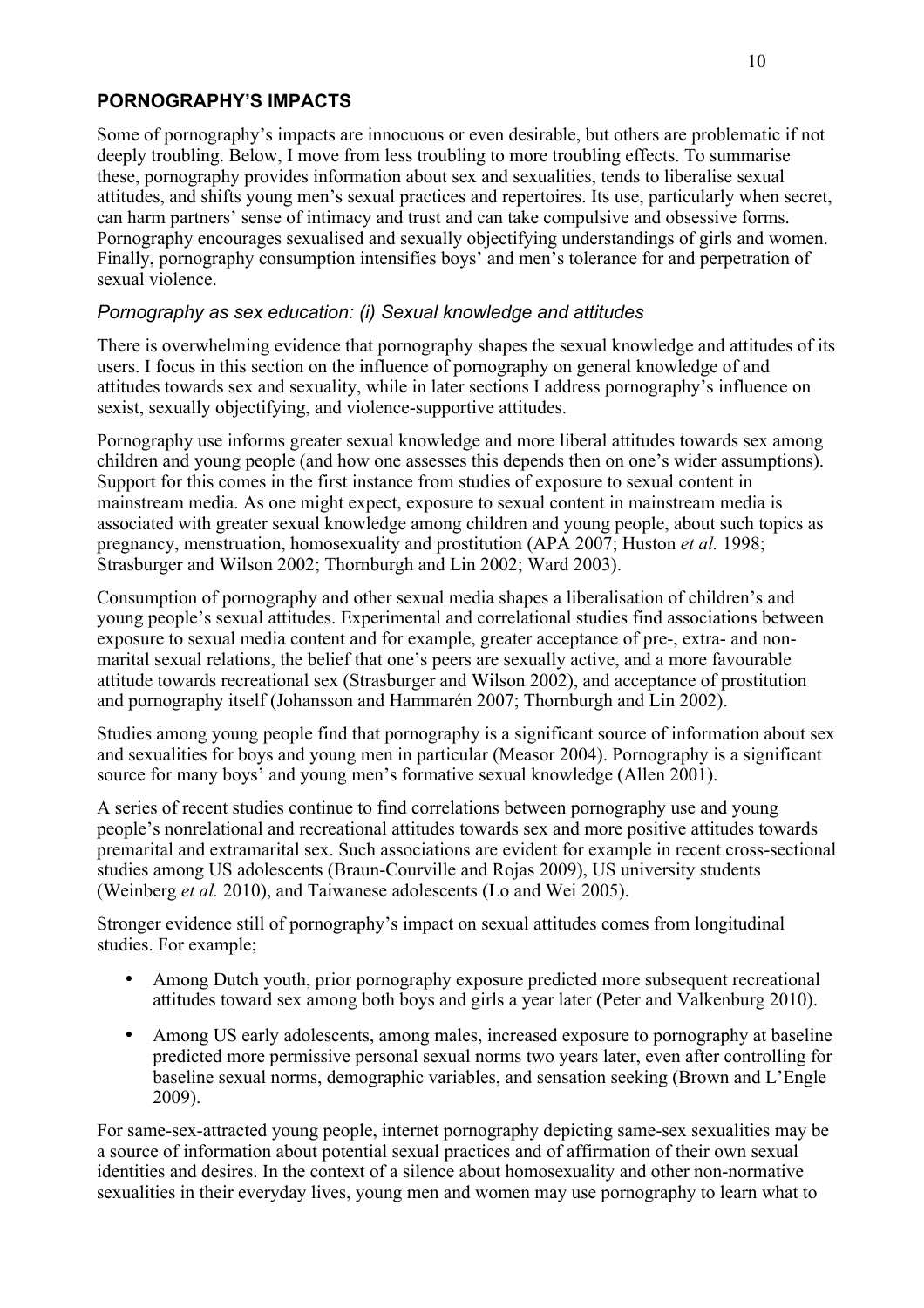## PORNOGRAPHY'S IMPACTS

Some of pornography's impacts are innocuous or even desirable, but others are problematic if not deeply troubling. Below, I move from less troubling to more troubling effects. To summarise these, pornography provides information about sex and sexualities, tends to liberalise sexual attitudes, and shifts young men's sexual practices and repertoires. Its use, particularly when secret, can harm partners' sense of intimacy and trust and can take compulsive and obsessive forms. Pornography encourages sexualised and sexually objectifying understandings of girls and women. Finally, pornography consumption intensifies boys' and men's tolerance for and perpetration of sexual violence.

### *Pornography as sex education: (i) Sexual knowledge and attitudes*

There is overwhelming evidence that pornography shapes the sexual knowledge and attitudes of its users. I focus in this section on the influence of pornography on general knowledge of and attitudes towards sex and sexuality, while in later sections I address pornography's influence on sexist, sexually objectifying, and violence-supportive attitudes.

Pornography use informs greater sexual knowledge and more liberal attitudes towards sex among children and young people (and how one assesses this depends then on one's wider assumptions). Support for this comes in the first instance from studies of exposure to sexual content in mainstream media. As one might expect, exposure to sexual content in mainstream media is associated with greater sexual knowledge among children and young people, about such topics as pregnancy, menstruation, homosexuality and prostitution (APA 2007; Huston *et al.* 1998; Strasburger and Wilson 2002; Thornburgh and Lin 2002; Ward 2003).

Consumption of pornography and other sexual media shapes a liberalisation of children's and young people's sexual attitudes. Experimental and correlational studies find associations between exposure to sexual media content and for example, greater acceptance of pre-, extra- and non-marital sexual relations, the belief that one's peers are sexually active, and a more favourable attitude towards recreational sex (Strasburger and Wilson 2002), and acceptance of prostitution and pornography itself (Johansson and Hammarén 2007; Thornburgh and Lin 2002).

Studies among young people find that pornography is a significant source of information about sex and sexualities for boys and young men in particular (Measor 2004). Pornography is a significant source for many boys' and young men's formative sexual knowledge (Allen 2001).

A series of recent studies continue to find correlations between pornography use and young people's nonrelational and recreational attitudes towards sex and more positive attitudes towards premarital and extramarital sex. Such associations are evident for example in recent cross-sectional studies among US adolescents (Braun-Courville and Rojas 2009), US university students (Weinberg *et al.* 2010), and Taiwanese adolescents (Lo and Wei 2005).

Stronger evidence still of pornography's impact on sexual attitudes comes from longitudinal studies. For example;

- Among Dutch youth, prior pornography exposure predicted more subsequent recreational attitudes toward sex among both boys and girls a year later (Peter and Valkenburg 2010).
- Among US early adolescents, among males, increased exposure to pornography at baseline predicted more permissive personal sexual norms two years later, even after controlling for baseline sexual norms, demographic variables, and sensation seeking (Brown and L'Engle 2009).

For same-sex-attracted young people, internet pornography depicting same-sex sexualities may be a source of information about potential sexual practices and of affirmation of their own sexual identities and desires. In the context of a silence about homosexuality and other non-normative sexualities in their everyday lives, young men and women may use pornography to learn what to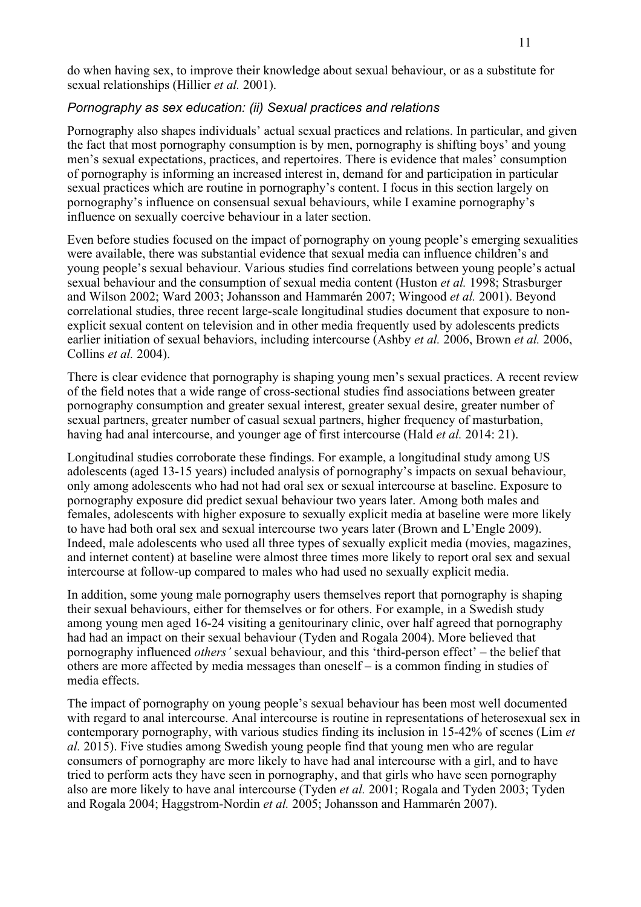do when having sex, to improve their knowledge about sexual behaviour, or as a substitute for sexual relationships (Hillier *et al.* 2001).

### *Pornography as sex education: (ii) Sexual practices and relations*

Pornography also shapes individuals' actual sexual practices and relations. In particular, and given the fact that most pornography consumption is by men, pornography is shifting boys' and young men's sexual expectations, practices, and repertoires. There is evidence that males' consumption of pornography is informing an increased interest in, demand for and participation in particular sexual practices which are routine in pornography's content. I focus in this section largely on pornography's influence on consensual sexual behaviours, while I examine pornography's influence on sexually coercive behaviour in a later section.

Even before studies focused on the impact of pornography on young people's emerging sexualities were available, there was substantial evidence that sexual media can influence children's and young people's sexual behaviour. Various studies find correlations between young people's actual sexual behaviour and the consumption of sexual media content (Huston *et al.* 1998; Strasburger and Wilson 2002; Ward 2003; Johansson and Hammarén 2007; Wingood *et al.* 2001). Beyond correlational studies, three recent large-scale longitudinal studies document that exposure to non-explicit sexual content on television and in other media frequently used by adolescents predicts earlier initiation of sexual behaviors, including intercourse (Ashby *et al.* 2006, Brown *et al.* 2006, Collins *et al.* 2004).

There is clear evidence that pornography is shaping young men's sexual practices. A recent review of the field notes that a wide range of cross-sectional studies find associations between greater pornography consumption and greater sexual interest, greater sexual desire, greater number of sexual partners, greater number of casual sexual partners, higher frequency of masturbation, having had anal intercourse, and younger age of first intercourse (Hald *et al.* 2014: 21).

Longitudinal studies corroborate these findings. For example, a longitudinal study among US adolescents (aged 13-15 years) included analysis of pornography's impacts on sexual behaviour, only among adolescents who had not had oral sex or sexual intercourse at baseline. Exposure to pornography exposure did predict sexual behaviour two years later. Among both males and females, adolescents with higher exposure to sexually explicit media at baseline were more likely to have had both oral sex and sexual intercourse two years later (Brown and L'Engle 2009). Indeed, male adolescents who used all three types of sexually explicit media (movies, magazines, and internet content) at baseline were almost three times more likely to report oral sex and sexual intercourse at follow-up compared to males who had used no sexually explicit media.

In addition, some young male pornography users themselves report that pornography is shaping their sexual behaviours, either for themselves or for others. For example, in a Swedish study among young men aged 16-24 visiting a genitourinary clinic, over half agreed that pornography had had an impact on their sexual behaviour (Tyden and Rogala 2004). More believed that pornography influenced *others'* sexual behaviour, and this 'third-person effect' – the belief that others are more affected by media messages than oneself – is a common finding in studies of media effects.

The impact of pornography on young people's sexual behaviour has been most well documented with regard to anal intercourse. Anal intercourse is routine in representations of heterosexual sex in contemporary pornography, with various studies finding its inclusion in 15-42% of scenes (Lim *et al.* 2015). Five studies among Swedish young people find that young men who are regular consumers of pornography are more likely to have had anal intercourse with a girl, and to have tried to perform acts they have seen in pornography, and that girls who have seen pornography also are more likely to have anal intercourse (Tyden *et al.* 2001; Rogala and Tyden 2003; Tyden and Rogala 2004; Haggstrom-Nordin *et al.* 2005; Johansson and Hammarén 2007).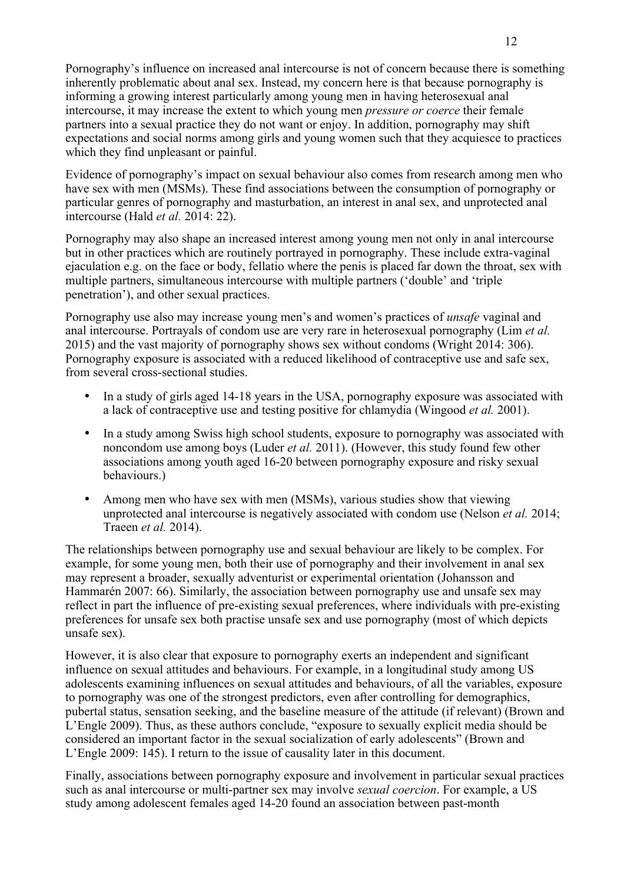Pornography's influence on increased anal intercourse is not of concern because there is something inherently problematic about anal sex. Instead, my concern here is that because pornography is informing a growing interest particularly among young men in having heterosexual anal intercourse, it may increase the extent to which young men *pressure or coerce* their female partners into a sexual practice they do not want or enjoy. In addition, pornography may shift expectations and social norms among girls and young women such that they acquiesce to practices which they find unpleasant or painful.

Evidence of pornography's impact on sexual behaviour also comes from research among men who have sex with men (MSMs). These find associations between the consumption of pornography or particular genres of pornography and masturbation, an interest in anal sex, and unprotected anal intercourse (Hald *et al.* 2014: 22).

Pornography may also shape an increased interest among young men not only in anal intercourse but in other practices which are routinely portrayed in pornography. These include extra-vaginal ejaculation e.g. on the face or body, fellatio where the penis is placed far down the throat, sex with multiple partners, simultaneous intercourse with multiple partners ('double' and 'triple penetration'), and other sexual practices.

Pornography use also may increase young men's and women's practices of *unsafe* vaginal and anal intercourse. Portrayals of condom use are very rare in heterosexual pornography (Lim *et al.* 2015) and the vast majority of pornography shows sex without condoms (Wright 2014: 306). Pornography exposure is associated with a reduced likelihood of contraceptive use and safe sex, from several cross-sectional studies.

- In a study of girls aged 14-18 years in the USA, pornography exposure was associated with a lack of contraceptive use and testing positive for chlamydia (Wingood *et al.* 2001).
- In a study among Swiss high school students, exposure to pornography was associated with noncondom use among boys (Luder *et al.* 2011). (However, this study found few other associations among youth aged 16-20 between pornography exposure and risky sexual behaviours.)
- Among men who have sex with men (MSMs), various studies show that viewing unprotected anal intercourse is negatively associated with condom use (Nelson *et al.* 2014; Traeen *et al.* 2014).

The relationships between pornography use and sexual behaviour are likely to be complex. For example, for some young men, both their use of pornography and their involvement in anal sex may represent a broader, sexually adventurist or experimental orientation (Johansson and Hammarén 2007: 66). Similarly, the association between pornography use and unsafe sex may reflect in part the influence of pre-existing sexual preferences, where individuals with pre-existing preferences for unsafe sex both practise unsafe sex and use pornography (most of which depicts unsafe sex).

However, it is also clear that exposure to pornography exerts an independent and significant influence on sexual attitudes and behaviours. For example, in a longitudinal study among US adolescents examining influences on sexual attitudes and behaviours, of all the variables, exposure to pornography was one of the strongest predictors, even after controlling for demographics, pubertal status, sensation seeking, and the baseline measure of the attitude (if relevant) (Brown and L'Engle 2009). Thus, as these authors conclude, "exposure to sexually explicit media should be considered an important factor in the sexual socialization of early adolescents" (Brown and L'Engle 2009: 145). I return to the issue of causality later in this document.

Finally, associations between pornography exposure and involvement in particular sexual practices such as anal intercourse or multi-partner sex may involve *sexual coercion*. For example, a US study among adolescent females aged 14-20 found an association between past-month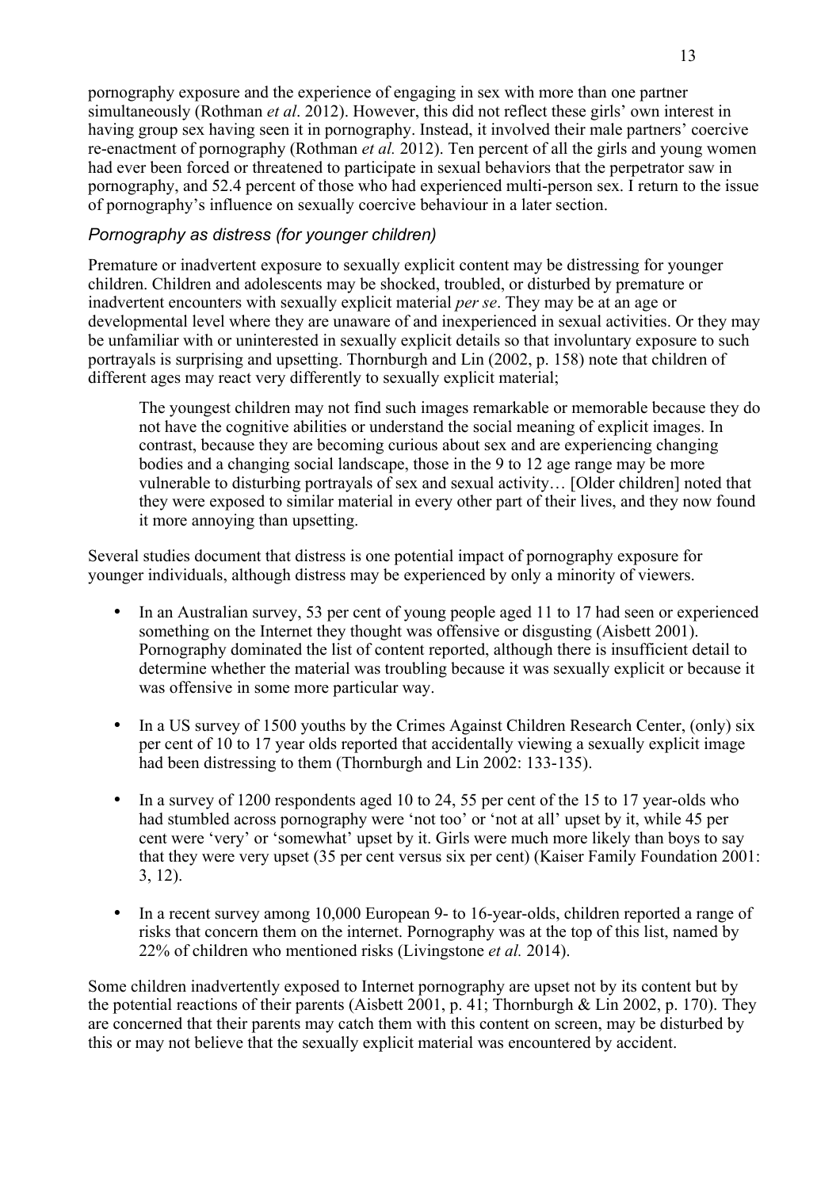pornography exposure and the experience of engaging in sex with more than one partner simultaneously (Rothman *et al*. 2012). However, this did not reflect these girls' own interest in having group sex having seen it in pornography. Instead, it involved their male partners' coercive re-enactment of pornography (Rothman *et al.* 2012). Ten percent of all the girls and young women had ever been forced or threatened to participate in sexual behaviors that the perpetrator saw in pornography, and 52.4 percent of those who had experienced multi-person sex. I return to the issue of pornography's influence on sexually coercive behaviour in a later section.

### *Pornography as distress (for younger children)*

Premature or inadvertent exposure to sexually explicit content may be distressing for younger children. Children and adolescents may be shocked, troubled, or disturbed by premature or inadvertent encounters with sexually explicit material *per se*. They may be at an age or developmental level where they are unaware of and inexperienced in sexual activities. Or they may be unfamiliar with or uninterested in sexually explicit details so that involuntary exposure to such portrayals is surprising and upsetting. Thornburgh and Lin (2002, p. 158) note that children of different ages may react very differently to sexually explicit material;

> The youngest children may not find such images remarkable or memorable because they do not have the cognitive abilities or understand the social meaning of explicit images. In contrast, because they are becoming curious about sex and are experiencing changing bodies and a changing social landscape, those in the 9 to 12 age range may be more vulnerable to disturbing portrayals of sex and sexual activity… [Older children] noted that they were exposed to similar material in every other part of their lives, and they now found it more annoying than upsetting.

Several studies document that distress is one potential impact of pornography exposure for younger individuals, although distress may be experienced by only a minority of viewers.

- In an Australian survey, 53 per cent of young people aged 11 to 17 had seen or experienced something on the Internet they thought was offensive or disgusting (Aisbett 2001). Pornography dominated the list of content reported, although there is insufficient detail to determine whether the material was troubling because it was sexually explicit or because it was offensive in some more particular way.

- In a US survey of 1500 youths by the Crimes Against Children Research Center, (only) six per cent of 10 to 17 year olds reported that accidentally viewing a sexually explicit image had been distressing to them (Thornburgh and Lin 2002: 133-135).

- In a survey of 1200 respondents aged 10 to 24, 55 per cent of the 15 to 17 year-olds who had stumbled across pornography were 'not too' or 'not at all' upset by it, while 45 per cent were 'very' or 'somewhat' upset by it. Girls were much more likely than boys to say that they were very upset (35 per cent versus six per cent) (Kaiser Family Foundation 2001: 3, 12).

- In a recent survey among 10,000 European 9- to 16-year-olds, children reported a range of risks that concern them on the internet. Pornography was at the top of this list, named by 22% of children who mentioned risks (Livingstone *et al.* 2014).

Some children inadvertently exposed to Internet pornography are upset not by its content but by the potential reactions of their parents (Aisbett 2001, p. 41; Thornburgh & Lin 2002, p. 170). They are concerned that their parents may catch them with this content on screen, may be disturbed by this or may not believe that the sexually explicit material was encountered by accident.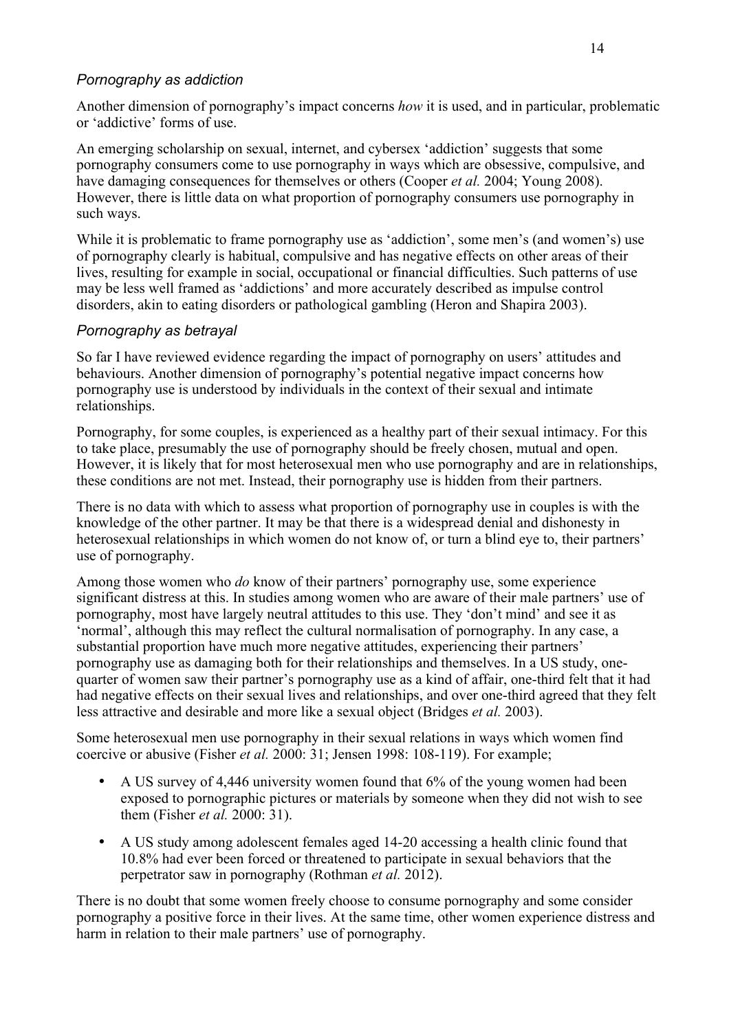### *Pornography as addiction*

Another dimension of pornography's impact concerns *how* it is used, and in particular, problematic or 'addictive' forms of use.

An emerging scholarship on sexual, internet, and cybersex 'addiction' suggests that some pornography consumers come to use pornography in ways which are obsessive, compulsive, and have damaging consequences for themselves or others (Cooper *et al.* 2004; Young 2008). However, there is little data on what proportion of pornography consumers use pornography in such ways.

While it is problematic to frame pornography use as 'addiction', some men's (and women's) use of pornography clearly is habitual, compulsive and has negative effects on other areas of their lives, resulting for example in social, occupational or financial difficulties. Such patterns of use may be less well framed as 'addictions' and more accurately described as impulse control disorders, akin to eating disorders or pathological gambling (Heron and Shapira 2003).

### *Pornography as betrayal*

So far I have reviewed evidence regarding the impact of pornography on users' attitudes and behaviours. Another dimension of pornography's potential negative impact concerns how pornography use is understood by individuals in the context of their sexual and intimate relationships.

Pornography, for some couples, is experienced as a healthy part of their sexual intimacy. For this to take place, presumably the use of pornography should be freely chosen, mutual and open. However, it is likely that for most heterosexual men who use pornography and are in relationships, these conditions are not met. Instead, their pornography use is hidden from their partners.

There is no data with which to assess what proportion of pornography use in couples is with the knowledge of the other partner. It may be that there is a widespread denial and dishonesty in heterosexual relationships in which women do not know of, or turn a blind eye to, their partners' use of pornography.

Among those women who *do* know of their partners' pornography use, some experience significant distress at this. In studies among women who are aware of their male partners' use of pornography, most have largely neutral attitudes to this use. They 'don't mind' and see it as 'normal', although this may reflect the cultural normalisation of pornography. In any case, a substantial proportion have much more negative attitudes, experiencing their partners' pornography use as damaging both for their relationships and themselves. In a US study, one-quarter of women saw their partner's pornography use as a kind of affair, one-third felt that it had had negative effects on their sexual lives and relationships, and over one-third agreed that they felt less attractive and desirable and more like a sexual object (Bridges *et al.* 2003).

Some heterosexual men use pornography in their sexual relations in ways which women find coercive or abusive (Fisher *et al.* 2000: 31; Jensen 1998: 108-119). For example;

- A US survey of 4,446 university women found that 6% of the young women had been exposed to pornographic pictures or materials by someone when they did not wish to see them (Fisher *et al.* 2000: 31).
- A US study among adolescent females aged 14-20 accessing a health clinic found that 10.8% had ever been forced or threatened to participate in sexual behaviors that the perpetrator saw in pornography (Rothman *et al.* 2012).

There is no doubt that some women freely choose to consume pornography and some consider pornography a positive force in their lives. At the same time, other women experience distress and harm in relation to their male partners' use of pornography.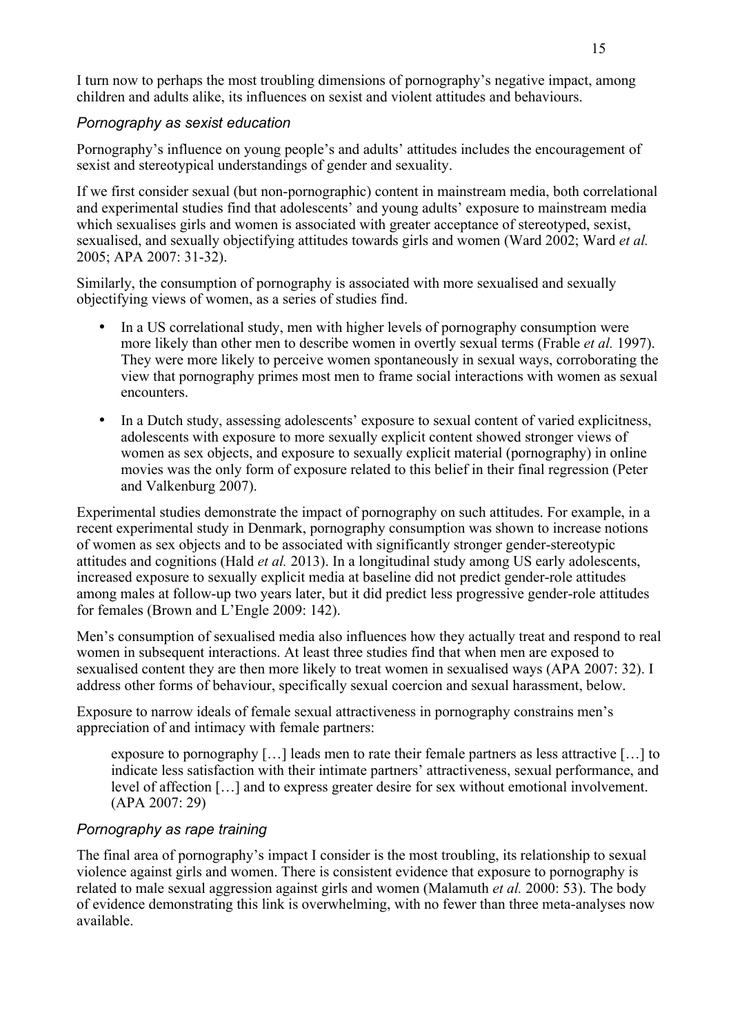I turn now to perhaps the most troubling dimensions of pornography's negative impact, among children and adults alike, its influences on sexist and violent attitudes and behaviours.

### *Pornography as sexist education*

Pornography's influence on young people's and adults' attitudes includes the encouragement of sexist and stereotypical understandings of gender and sexuality.

If we first consider sexual (but non-pornographic) content in mainstream media, both correlational and experimental studies find that adolescents' and young adults' exposure to mainstream media which sexualises girls and women is associated with greater acceptance of stereotyped, sexist, sexualised, and sexually objectifying attitudes towards girls and women (Ward 2002; Ward *et al.* 2005; APA 2007: 31-32).

Similarly, the consumption of pornography is associated with more sexualised and sexually objectifying views of women, as a series of studies find.

- In a US correlational study, men with higher levels of pornography consumption were more likely than other men to describe women in overtly sexual terms (Frable *et al.* 1997). They were more likely to perceive women spontaneously in sexual ways, corroborating the view that pornography primes most men to frame social interactions with women as sexual encounters.
- In a Dutch study, assessing adolescents' exposure to sexual content of varied explicitness, adolescents with exposure to more sexually explicit content showed stronger views of women as sex objects, and exposure to sexually explicit material (pornography) in online movies was the only form of exposure related to this belief in their final regression (Peter and Valkenburg 2007).

Experimental studies demonstrate the impact of pornography on such attitudes. For example, in a recent experimental study in Denmark, pornography consumption was shown to increase notions of women as sex objects and to be associated with significantly stronger gender-stereotypic attitudes and cognitions (Hald *et al.* 2013). In a longitudinal study among US early adolescents, increased exposure to sexually explicit media at baseline did not predict gender-role attitudes among males at follow-up two years later, but it did predict less progressive gender-role attitudes for females (Brown and L'Engle 2009: 142).

Men's consumption of sexualised media also influences how they actually treat and respond to real women in subsequent interactions. At least three studies find that when men are exposed to sexualised content they are then more likely to treat women in sexualised ways (APA 2007: 32). I address other forms of behaviour, specifically sexual coercion and sexual harassment, below.

Exposure to narrow ideals of female sexual attractiveness in pornography constrains men's appreciation of and intimacy with female partners:

> exposure to pornography […] leads men to rate their female partners as less attractive […] to indicate less satisfaction with their intimate partners' attractiveness, sexual performance, and level of affection […] and to express greater desire for sex without emotional involvement. (APA 2007: 29)

### *Pornography as rape training*

The final area of pornography's impact I consider is the most troubling, its relationship to sexual violence against girls and women. There is consistent evidence that exposure to pornography is related to male sexual aggression against girls and women (Malamuth *et al.* 2000: 53). The body of evidence demonstrating this link is overwhelming, with no fewer than three meta-analyses now available.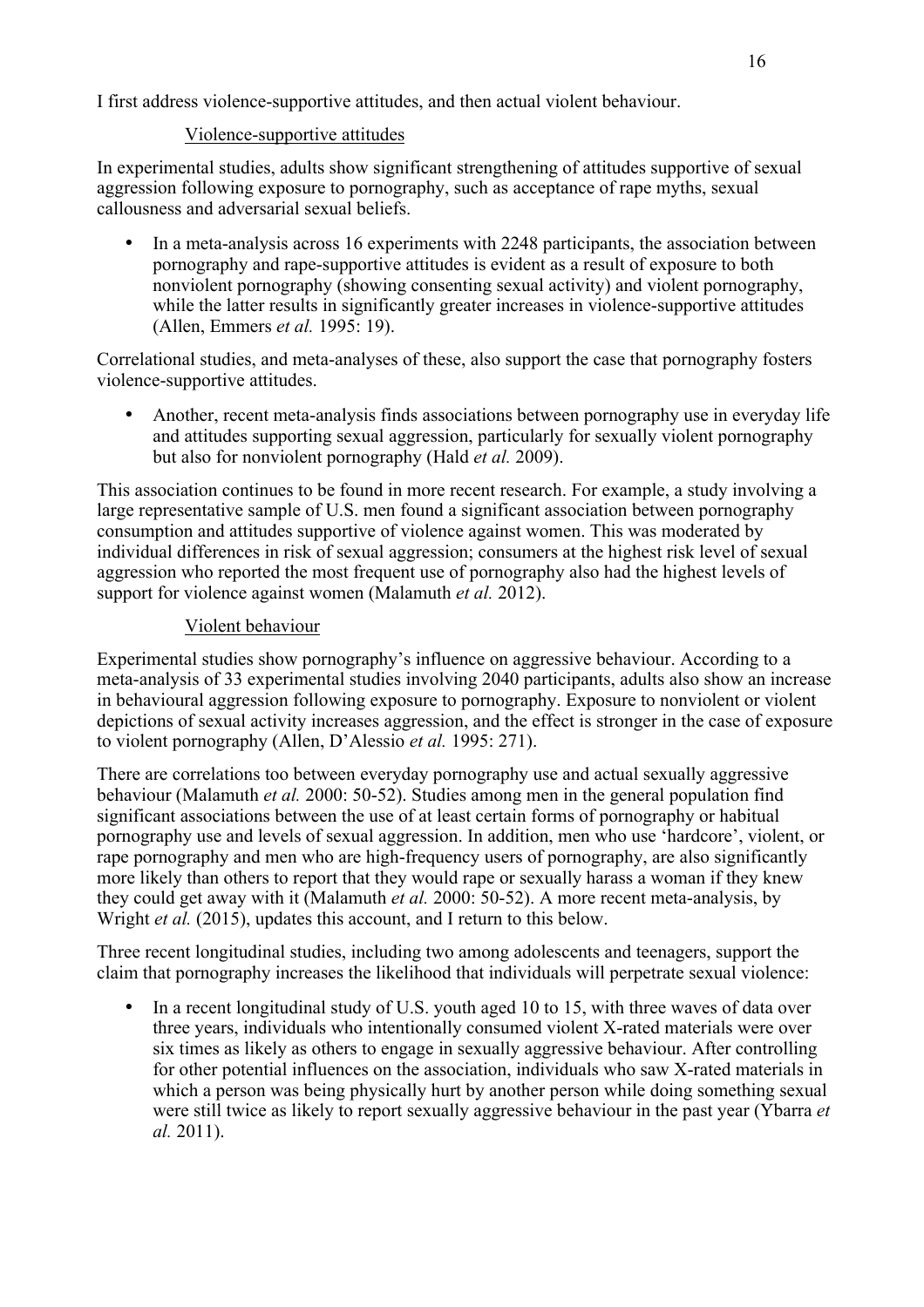I first address violence-supportive attitudes, and then actual violent behaviour.

### Violence-supportive attitudes

In experimental studies, adults show significant strengthening of attitudes supportive of sexual aggression following exposure to pornography, such as acceptance of rape myths, sexual callousness and adversarial sexual beliefs.

- In a meta-analysis across 16 experiments with 2248 participants, the association between pornography and rape-supportive attitudes is evident as a result of exposure to both nonviolent pornography (showing consenting sexual activity) and violent pornography, while the latter results in significantly greater increases in violence-supportive attitudes (Allen, Emmers *et al.* 1995: 19).

Correlational studies, and meta-analyses of these, also support the case that pornography fosters violence-supportive attitudes.

- Another, recent meta-analysis finds associations between pornography use in everyday life and attitudes supporting sexual aggression, particularly for sexually violent pornography but also for nonviolent pornography (Hald *et al.* 2009).

This association continues to be found in more recent research. For example, a study involving a large representative sample of U.S. men found a significant association between pornography consumption and attitudes supportive of violence against women. This was moderated by individual differences in risk of sexual aggression; consumers at the highest risk level of sexual aggression who reported the most frequent use of pornography also had the highest levels of support for violence against women (Malamuth *et al.* 2012).

### Violent behaviour

Experimental studies show pornography's influence on aggressive behaviour. According to a meta-analysis of 33 experimental studies involving 2040 participants, adults also show an increase in behavioural aggression following exposure to pornography. Exposure to nonviolent or violent depictions of sexual activity increases aggression, and the effect is stronger in the case of exposure to violent pornography (Allen, D'Alessio *et al.* 1995: 271).

There are correlations too between everyday pornography use and actual sexually aggressive behaviour (Malamuth *et al.* 2000: 50-52). Studies among men in the general population find significant associations between the use of at least certain forms of pornography or habitual pornography use and levels of sexual aggression. In addition, men who use 'hardcore', violent, or rape pornography and men who are high-frequency users of pornography, are also significantly more likely than others to report that they would rape or sexually harass a woman if they knew they could get away with it (Malamuth *et al.* 2000: 50-52). A more recent meta-analysis, by Wright *et al.* (2015), updates this account, and I return to this below.

Three recent longitudinal studies, including two among adolescents and teenagers, support the claim that pornography increases the likelihood that individuals will perpetrate sexual violence:

- In a recent longitudinal study of U.S. youth aged 10 to 15, with three waves of data over three years, individuals who intentionally consumed violent X-rated materials were over six times as likely as others to engage in sexually aggressive behaviour. After controlling for other potential influences on the association, individuals who saw X-rated materials in which a person was being physically hurt by another person while doing something sexual were still twice as likely to report sexually aggressive behaviour in the past year (Ybarra *et al.* 2011).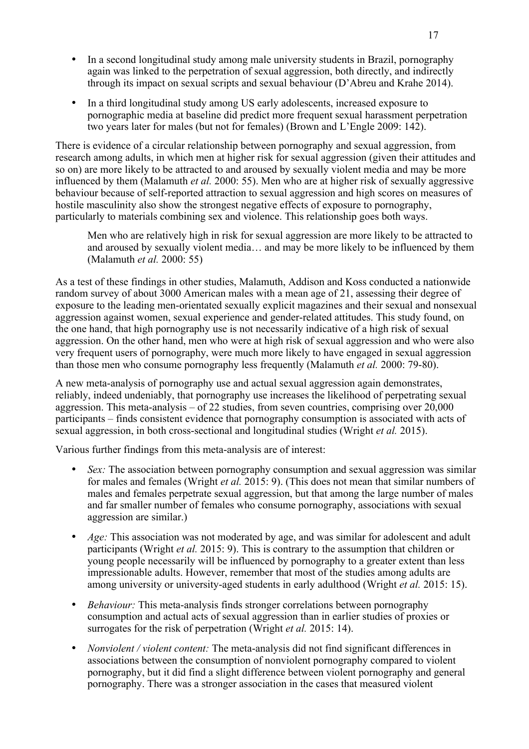- In a second longitudinal study among male university students in Brazil, pornography again was linked to the perpetration of sexual aggression, both directly, and indirectly through its impact on sexual scripts and sexual behaviour (D'Abreu and Krahe 2014).
- In a third longitudinal study among US early adolescents, increased exposure to pornographic media at baseline did predict more frequent sexual harassment perpetration two years later for males (but not for females) (Brown and L'Engle 2009: 142).

There is evidence of a circular relationship between pornography and sexual aggression, from research among adults, in which men at higher risk for sexual aggression (given their attitudes and so on) are more likely to be attracted to and aroused by sexually violent media and may be more influenced by them (Malamuth *et al.* 2000: 55). Men who are at higher risk of sexually aggressive behaviour because of self-reported attraction to sexual aggression and high scores on measures of hostile masculinity also show the strongest negative effects of exposure to pornography, particularly to materials combining sex and violence. This relationship goes both ways.

> Men who are relatively high in risk for sexual aggression are more likely to be attracted to and aroused by sexually violent media… and may be more likely to be influenced by them (Malamuth *et al.* 2000: 55)

As a test of these findings in other studies, Malamuth, Addison and Koss conducted a nationwide random survey of about 3000 American males with a mean age of 21, assessing their degree of exposure to the leading men-orientated sexually explicit magazines and their sexual and nonsexual aggression against women, sexual experience and gender-related attitudes. This study found, on the one hand, that high pornography use is not necessarily indicative of a high risk of sexual aggression. On the other hand, men who were at high risk of sexual aggression and who were also very frequent users of pornography, were much more likely to have engaged in sexual aggression than those men who consume pornography less frequently (Malamuth *et al.* 2000: 79-80).

A new meta-analysis of pornography use and actual sexual aggression again demonstrates, reliably, indeed undeniably, that pornography use increases the likelihood of perpetrating sexual aggression. This meta-analysis – of 22 studies, from seven countries, comprising over 20,000 participants – finds consistent evidence that pornography consumption is associated with acts of sexual aggression, in both cross-sectional and longitudinal studies (Wright *et al.* 2015).

Various further findings from this meta-analysis are of interest:

- *Sex:* The association between pornography consumption and sexual aggression was similar for males and females (Wright *et al.* 2015: 9). (This does not mean that similar numbers of males and females perpetrate sexual aggression, but that among the large number of males and far smaller number of females who consume pornography, associations with sexual aggression are similar.)
- *Age:* This association was not moderated by age, and was similar for adolescent and adult participants (Wright *et al.* 2015: 9). This is contrary to the assumption that children or young people necessarily will be influenced by pornography to a greater extent than less impressionable adults. However, remember that most of the studies among adults are among university or university-aged students in early adulthood (Wright *et al.* 2015: 15).
- *Behaviour:* This meta-analysis finds stronger correlations between pornography consumption and actual acts of sexual aggression than in earlier studies of proxies or surrogates for the risk of perpetration (Wright *et al.* 2015: 14).
- *Nonviolent / violent content:* The meta-analysis did not find significant differences in associations between the consumption of nonviolent pornography compared to violent pornography, but it did find a slight difference between violent pornography and general pornography. There was a stronger association in the cases that measured violent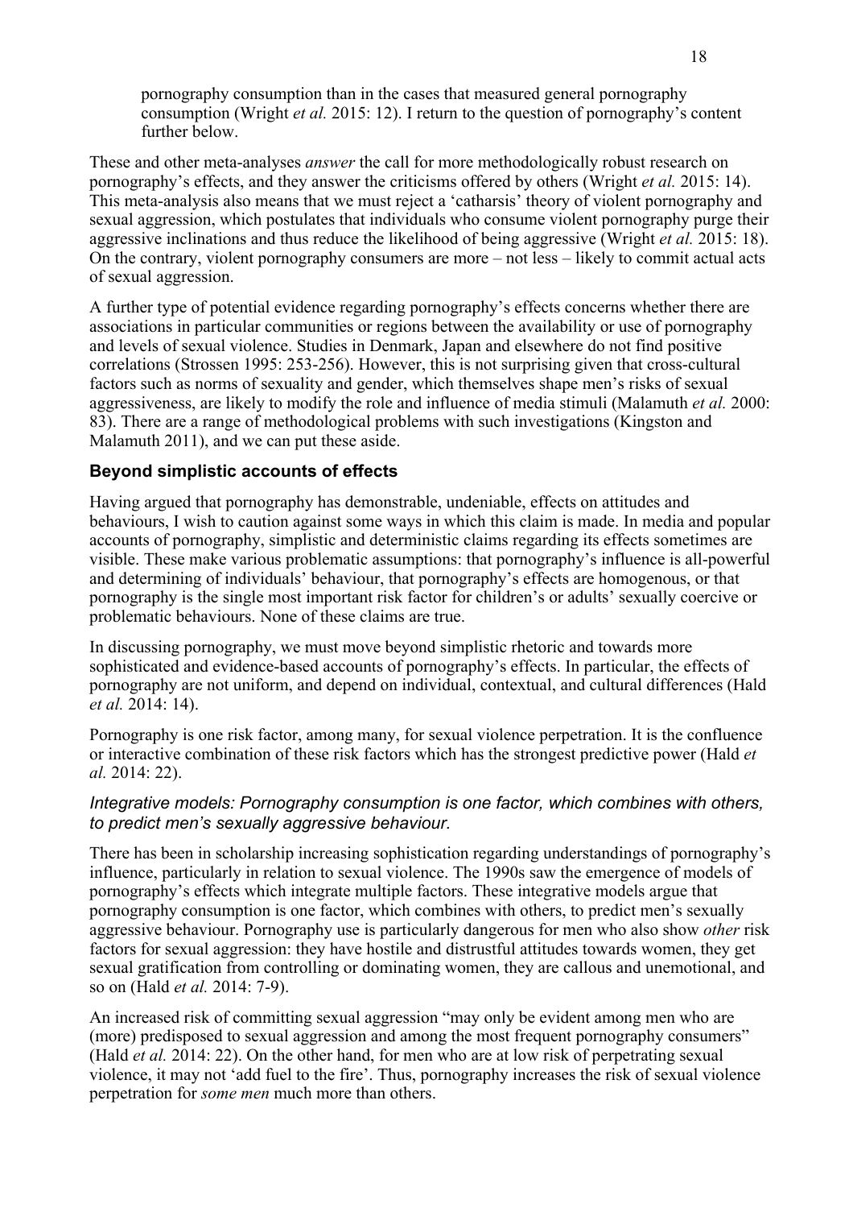pornography consumption than in the cases that measured general pornography consumption (Wright *et al.* 2015: 12). I return to the question of pornography's content further below.

These and other meta-analyses *answer* the call for more methodologically robust research on pornography's effects, and they answer the criticisms offered by others (Wright *et al.* 2015: 14). This meta-analysis also means that we must reject a 'catharsis' theory of violent pornography and sexual aggression, which postulates that individuals who consume violent pornography purge their aggressive inclinations and thus reduce the likelihood of being aggressive (Wright *et al.* 2015: 18). On the contrary, violent pornography consumers are more – not less – likely to commit actual acts of sexual aggression.

A further type of potential evidence regarding pornography's effects concerns whether there are associations in particular communities or regions between the availability or use of pornography and levels of sexual violence. Studies in Denmark, Japan and elsewhere do not find positive correlations (Strossen 1995: 253-256). However, this is not surprising given that cross-cultural factors such as norms of sexuality and gender, which themselves shape men's risks of sexual aggressiveness, are likely to modify the role and influence of media stimuli (Malamuth *et al.* 2000: 83). There are a range of methodological problems with such investigations (Kingston and Malamuth 2011), and we can put these aside.

## Beyond simplistic accounts of effects

Having argued that pornography has demonstrable, undeniable, effects on attitudes and behaviours, I wish to caution against some ways in which this claim is made. In media and popular accounts of pornography, simplistic and deterministic claims regarding its effects sometimes are visible. These make various problematic assumptions: that pornography's influence is all-powerful and determining of individuals' behaviour, that pornography's effects are homogenous, or that pornography is the single most important risk factor for children's or adults' sexually coercive or problematic behaviours. None of these claims are true.

In discussing pornography, we must move beyond simplistic rhetoric and towards more sophisticated and evidence-based accounts of pornography's effects. In particular, the effects of pornography are not uniform, and depend on individual, contextual, and cultural differences (Hald *et al.* 2014: 14).

Pornography is one risk factor, among many, for sexual violence perpetration. It is the confluence or interactive combination of these risk factors which has the strongest predictive power (Hald *et al.* 2014: 22).

### *Integrative models: Pornography consumption is one factor, which combines with others, to predict men's sexually aggressive behaviour.*

There has been in scholarship increasing sophistication regarding understandings of pornography's influence, particularly in relation to sexual violence. The 1990s saw the emergence of models of pornography's effects which integrate multiple factors. These integrative models argue that pornography consumption is one factor, which combines with others, to predict men's sexually aggressive behaviour. Pornography use is particularly dangerous for men who also show *other* risk factors for sexual aggression: they have hostile and distrustful attitudes towards women, they get sexual gratification from controlling or dominating women, they are callous and unemotional, and so on (Hald *et al.* 2014: 7-9).

An increased risk of committing sexual aggression "may only be evident among men who are (more) predisposed to sexual aggression and among the most frequent pornography consumers" (Hald *et al.* 2014: 22). On the other hand, for men who are at low risk of perpetrating sexual violence, it may not 'add fuel to the fire'. Thus, pornography increases the risk of sexual violence perpetration for *some men* much more than others.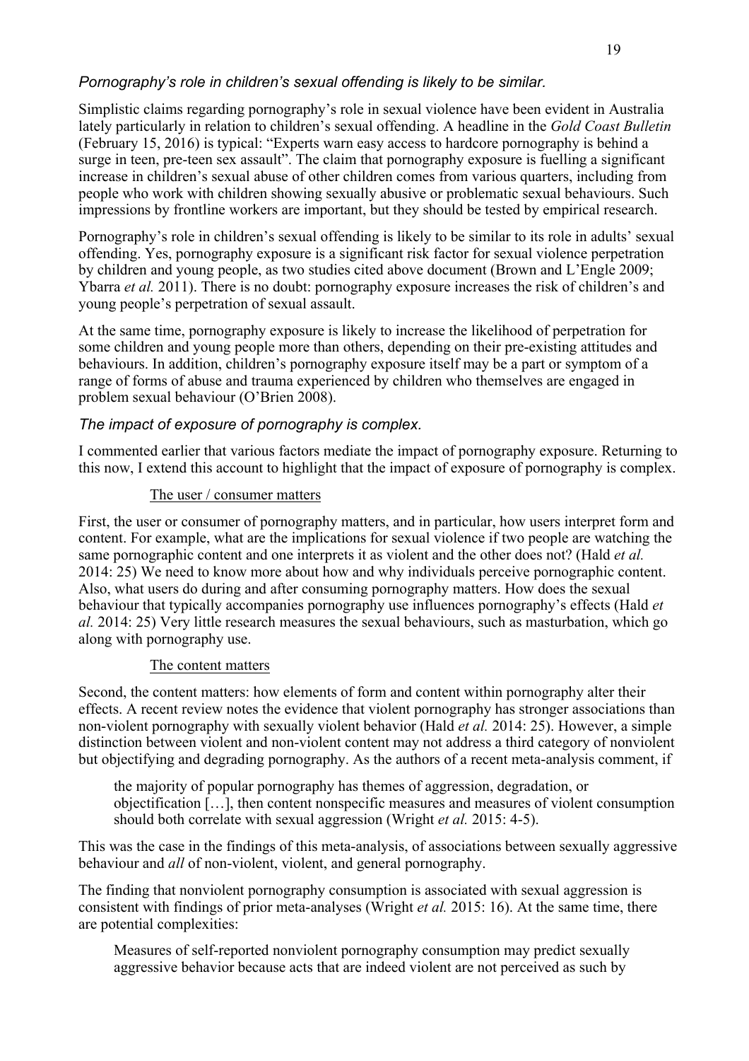### *Pornography's role in children's sexual offending is likely to be similar.*

Simplistic claims regarding pornography's role in sexual violence have been evident in Australia lately particularly in relation to children's sexual offending. A headline in the *Gold Coast Bulletin* (February 15, 2016) is typical: "Experts warn easy access to hardcore pornography is behind a surge in teen, pre-teen sex assault". The claim that pornography exposure is fuelling a significant increase in children's sexual abuse of other children comes from various quarters, including from people who work with children showing sexually abusive or problematic sexual behaviours. Such impressions by frontline workers are important, but they should be tested by empirical research.

Pornography's role in children's sexual offending is likely to be similar to its role in adults' sexual offending. Yes, pornography exposure is a significant risk factor for sexual violence perpetration by children and young people, as two studies cited above document (Brown and L'Engle 2009; Ybarra *et al.* 2011). There is no doubt: pornography exposure increases the risk of children's and young people's perpetration of sexual assault.

At the same time, pornography exposure is likely to increase the likelihood of perpetration for some children and young people more than others, depending on their pre-existing attitudes and behaviours. In addition, children's pornography exposure itself may be a part or symptom of a range of forms of abuse and trauma experienced by children who themselves are engaged in problem sexual behaviour (O'Brien 2008).

### *The impact of exposure of pornography is complex.*

I commented earlier that various factors mediate the impact of pornography exposure. Returning to this now, I extend this account to highlight that the impact of exposure of pornography is complex.

#### <u>The user / consumer matters</u>

First, the user or consumer of pornography matters, and in particular, how users interpret form and content. For example, what are the implications for sexual violence if two people are watching the same pornographic content and one interprets it as violent and the other does not? (Hald *et al.* 2014: 25) We need to know more about how and why individuals perceive pornographic content. Also, what users do during and after consuming pornography matters. How does the sexual behaviour that typically accompanies pornography use influences pornography's effects (Hald *et al.* 2014: 25) Very little research measures the sexual behaviours, such as masturbation, which go along with pornography use.

#### <u>The content matters</u>

Second, the content matters: how elements of form and content within pornography alter their effects. A recent review notes the evidence that violent pornography has stronger associations than non-violent pornography with sexually violent behavior (Hald *et al.* 2014: 25). However, a simple distinction between violent and non-violent content may not address a third category of nonviolent but objectifying and degrading pornography. As the authors of a recent meta-analysis comment, if

> the majority of popular pornography has themes of aggression, degradation, or objectification […], then content nonspecific measures and measures of violent consumption should both correlate with sexual aggression (Wright *et al.* 2015: 4-5).

This was the case in the findings of this meta-analysis, of associations between sexually aggressive behaviour and *all* of non-violent, violent, and general pornography.

The finding that nonviolent pornography consumption is associated with sexual aggression is consistent with findings of prior meta-analyses (Wright *et al.* 2015: 16). At the same time, there are potential complexities:

> Measures of self-reported nonviolent pornography consumption may predict sexually aggressive behavior because acts that are indeed violent are not perceived as such by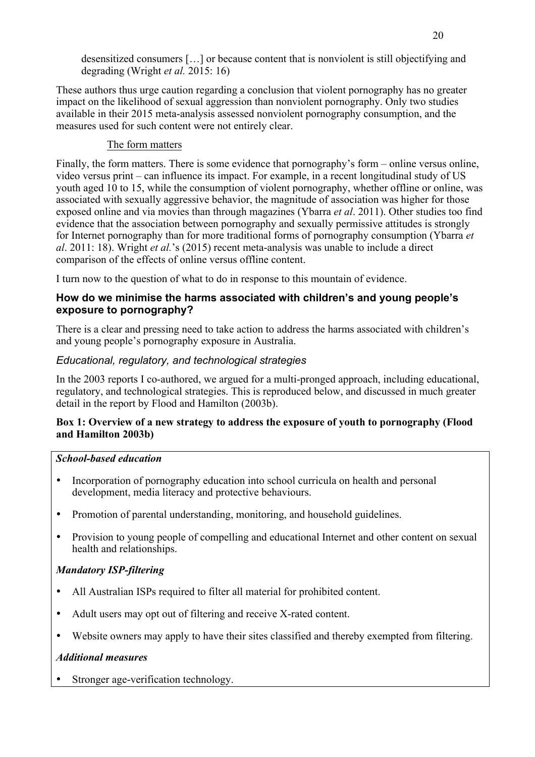desensitized consumers […] or because content that is nonviolent is still objectifying and degrading (Wright *et al.* 2015: 16)

These authors thus urge caution regarding a conclusion that violent pornography has no greater impact on the likelihood of sexual aggression than nonviolent pornography. Only two studies available in their 2015 meta-analysis assessed nonviolent pornography consumption, and the measures used for such content were not entirely clear.

The form matters

Finally, the form matters. There is some evidence that pornography's form – online versus online, video versus print – can influence its impact. For example, in a recent longitudinal study of US youth aged 10 to 15, while the consumption of violent pornography, whether offline or online, was associated with sexually aggressive behavior, the magnitude of association was higher for those exposed online and via movies than through magazines (Ybarra *et al*. 2011). Other studies too find evidence that the association between pornography and sexually permissive attitudes is strongly for Internet pornography than for more traditional forms of pornography consumption (Ybarra *et al*. 2011: 18). Wright *et al.*'s (2015) recent meta-analysis was unable to include a direct comparison of the effects of online versus offline content.

I turn now to the question of what to do in response to this mountain of evidence.

### How do we minimise the harms associated with children's and young people's exposure to pornography?

There is a clear and pressing need to take action to address the harms associated with children's and young people's pornography exposure in Australia.

#### *Educational, regulatory, and technological strategies*

In the 2003 reports I co-authored, we argued for a multi-pronged approach, including educational, regulatory, and technological strategies. This is reproduced below, and discussed in much greater detail in the report by Flood and Hamilton (2003b).

**Box 1: Overview of a new strategy to address the exposure of youth to pornography (Flood and Hamilton 2003b)**

***School-based education***

- Incorporation of pornography education into school curricula on health and personal development, media literacy and protective behaviours.
- Promotion of parental understanding, monitoring, and household guidelines.
- Provision to young people of compelling and educational Internet and other content on sexual health and relationships.

***Mandatory ISP-filtering***

- All Australian ISPs required to filter all material for prohibited content.
- Adult users may opt out of filtering and receive X-rated content.
- Website owners may apply to have their sites classified and thereby exempted from filtering.

***Additional measures***

- Stronger age-verification technology.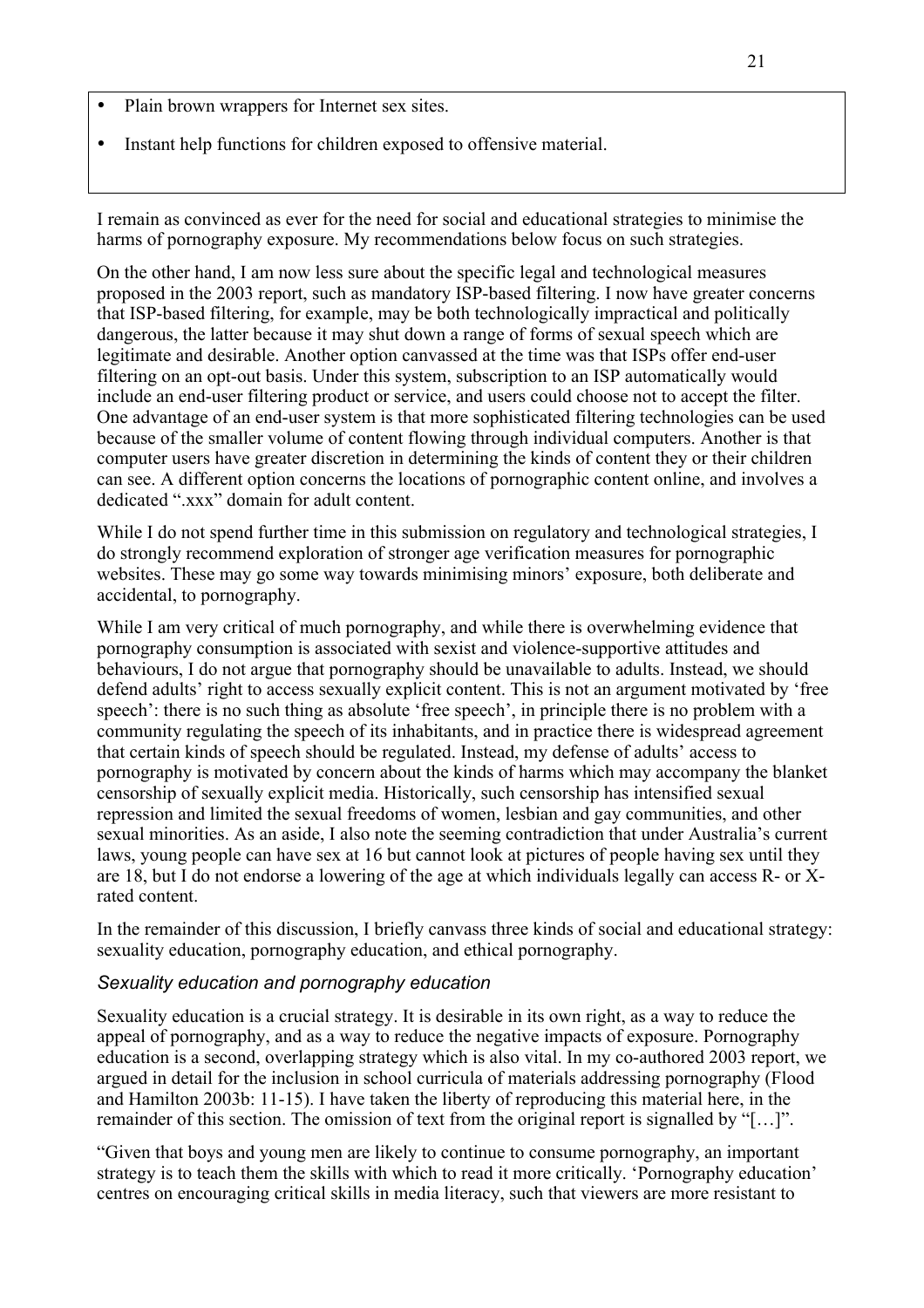- Plain brown wrappers for Internet sex sites.
- Instant help functions for children exposed to offensive material.

I remain as convinced as ever for the need for social and educational strategies to minimise the harms of pornography exposure. My recommendations below focus on such strategies.

On the other hand, I am now less sure about the specific legal and technological measures proposed in the 2003 report, such as mandatory ISP-based filtering. I now have greater concerns that ISP-based filtering, for example, may be both technologically impractical and politically dangerous, the latter because it may shut down a range of forms of sexual speech which are legitimate and desirable. Another option canvassed at the time was that ISPs offer end-user filtering on an opt-out basis. Under this system, subscription to an ISP automatically would include an end-user filtering product or service, and users could choose not to accept the filter. One advantage of an end-user system is that more sophisticated filtering technologies can be used because of the smaller volume of content flowing through individual computers. Another is that computer users have greater discretion in determining the kinds of content they or their children can see. A different option concerns the locations of pornographic content online, and involves a dedicated ".xxx" domain for adult content.

While I do not spend further time in this submission on regulatory and technological strategies, I do strongly recommend exploration of stronger age verification measures for pornographic websites. These may go some way towards minimising minors' exposure, both deliberate and accidental, to pornography.

While I am very critical of much pornography, and while there is overwhelming evidence that pornography consumption is associated with sexist and violence-supportive attitudes and behaviours, I do not argue that pornography should be unavailable to adults. Instead, we should defend adults' right to access sexually explicit content. This is not an argument motivated by 'free speech': there is no such thing as absolute 'free speech', in principle there is no problem with a community regulating the speech of its inhabitants, and in practice there is widespread agreement that certain kinds of speech should be regulated. Instead, my defense of adults' access to pornography is motivated by concern about the kinds of harms which may accompany the blanket censorship of sexually explicit media. Historically, such censorship has intensified sexual repression and limited the sexual freedoms of women, lesbian and gay communities, and other sexual minorities. As an aside, I also note the seeming contradiction that under Australia's current laws, young people can have sex at 16 but cannot look at pictures of people having sex until they are 18, but I do not endorse a lowering of the age at which individuals legally can access R- or X-rated content.

In the remainder of this discussion, I briefly canvass three kinds of social and educational strategy: sexuality education, pornography education, and ethical pornography.

### *Sexuality education and pornography education*

Sexuality education is a crucial strategy. It is desirable in its own right, as a way to reduce the appeal of pornography, and as a way to reduce the negative impacts of exposure. Pornography education is a second, overlapping strategy which is also vital. In my co-authored 2003 report, we argued in detail for the inclusion in school curricula of materials addressing pornography (Flood and Hamilton 2003b: 11-15). I have taken the liberty of reproducing this material here, in the remainder of this section. The omission of text from the original report is signalled by "[…]".

"Given that boys and young men are likely to continue to consume pornography, an important strategy is to teach them the skills with which to read it more critically. 'Pornography education' centres on encouraging critical skills in media literacy, such that viewers are more resistant to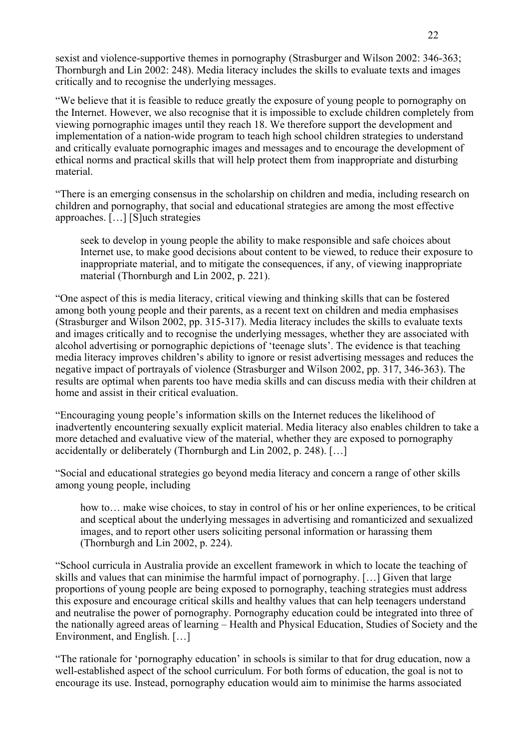sexist and violence-supportive themes in pornography (Strasburger and Wilson 2002: 346-363; Thornburgh and Lin 2002: 248). Media literacy includes the skills to evaluate texts and images critically and to recognise the underlying messages.

"We believe that it is feasible to reduce greatly the exposure of young people to pornography on the Internet. However, we also recognise that it is impossible to exclude children completely from viewing pornographic images until they reach 18. We therefore support the development and implementation of a nation-wide program to teach high school children strategies to understand and critically evaluate pornographic images and messages and to encourage the development of ethical norms and practical skills that will help protect them from inappropriate and disturbing material.

"There is an emerging consensus in the scholarship on children and media, including research on children and pornography, that social and educational strategies are among the most effective approaches. […] [S]uch strategies

> seek to develop in young people the ability to make responsible and safe choices about Internet use, to make good decisions about content to be viewed, to reduce their exposure to inappropriate material, and to mitigate the consequences, if any, of viewing inappropriate material (Thornburgh and Lin 2002, p. 221).

"One aspect of this is media literacy, critical viewing and thinking skills that can be fostered among both young people and their parents, as a recent text on children and media emphasises (Strasburger and Wilson 2002, pp. 315-317). Media literacy includes the skills to evaluate texts and images critically and to recognise the underlying messages, whether they are associated with alcohol advertising or pornographic depictions of 'teenage sluts'. The evidence is that teaching media literacy improves children's ability to ignore or resist advertising messages and reduces the negative impact of portrayals of violence (Strasburger and Wilson 2002, pp. 317, 346-363). The results are optimal when parents too have media skills and can discuss media with their children at home and assist in their critical evaluation.

"Encouraging young people's information skills on the Internet reduces the likelihood of inadvertently encountering sexually explicit material. Media literacy also enables children to take a more detached and evaluative view of the material, whether they are exposed to pornography accidentally or deliberately (Thornburgh and Lin 2002, p. 248). […]

"Social and educational strategies go beyond media literacy and concern a range of other skills among young people, including

> how to… make wise choices, to stay in control of his or her online experiences, to be critical and sceptical about the underlying messages in advertising and romanticized and sexualized images, and to report other users soliciting personal information or harassing them (Thornburgh and Lin 2002, p. 224).

"School curricula in Australia provide an excellent framework in which to locate the teaching of skills and values that can minimise the harmful impact of pornography. […] Given that large proportions of young people are being exposed to pornography, teaching strategies must address this exposure and encourage critical skills and healthy values that can help teenagers understand and neutralise the power of pornography. Pornography education could be integrated into three of the nationally agreed areas of learning – Health and Physical Education, Studies of Society and the Environment, and English. […]

"The rationale for 'pornography education' in schools is similar to that for drug education, now a well-established aspect of the school curriculum. For both forms of education, the goal is not to encourage its use. Instead, pornography education would aim to minimise the harms associated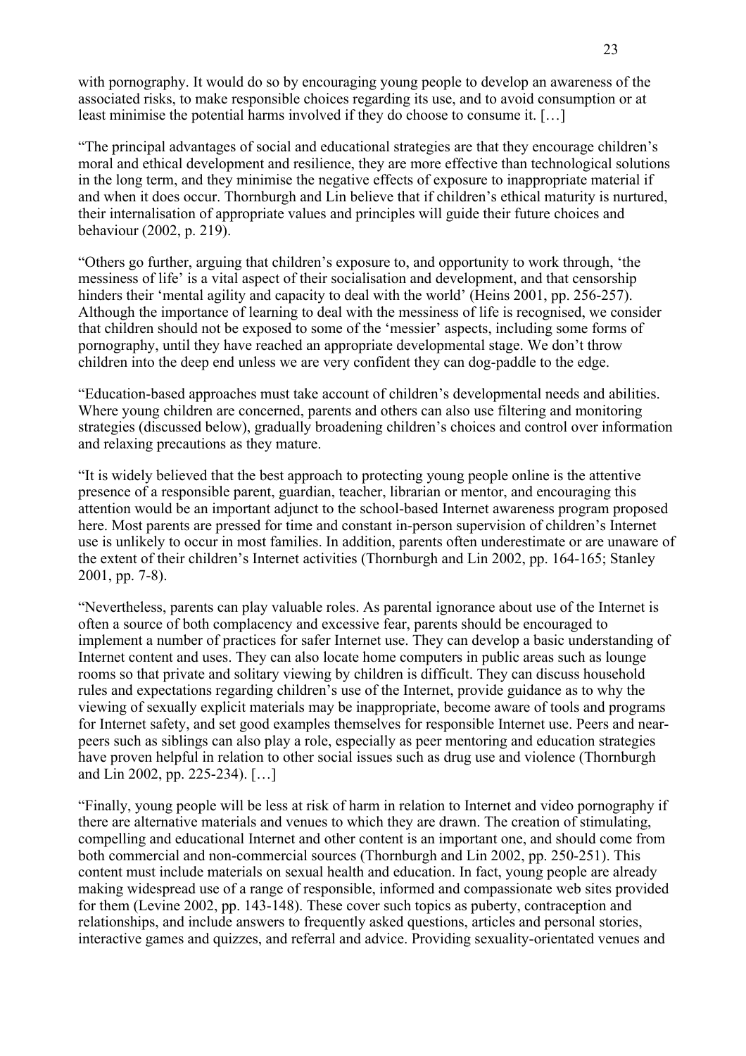with pornography. It would do so by encouraging young people to develop an awareness of the associated risks, to make responsible choices regarding its use, and to avoid consumption or at least minimise the potential harms involved if they do choose to consume it. […]

"The principal advantages of social and educational strategies are that they encourage children's moral and ethical development and resilience, they are more effective than technological solutions in the long term, and they minimise the negative effects of exposure to inappropriate material if and when it does occur. Thornburgh and Lin believe that if children's ethical maturity is nurtured, their internalisation of appropriate values and principles will guide their future choices and behaviour (2002, p. 219).

"Others go further, arguing that children's exposure to, and opportunity to work through, 'the messiness of life' is a vital aspect of their socialisation and development, and that censorship hinders their 'mental agility and capacity to deal with the world' (Heins 2001, pp. 256-257). Although the importance of learning to deal with the messiness of life is recognised, we consider that children should not be exposed to some of the 'messier' aspects, including some forms of pornography, until they have reached an appropriate developmental stage. We don't throw children into the deep end unless we are very confident they can dog-paddle to the edge.

"Education-based approaches must take account of children's developmental needs and abilities. Where young children are concerned, parents and others can also use filtering and monitoring strategies (discussed below), gradually broadening children's choices and control over information and relaxing precautions as they mature.

"It is widely believed that the best approach to protecting young people online is the attentive presence of a responsible parent, guardian, teacher, librarian or mentor, and encouraging this attention would be an important adjunct to the school-based Internet awareness program proposed here. Most parents are pressed for time and constant in-person supervision of children's Internet use is unlikely to occur in most families. In addition, parents often underestimate or are unaware of the extent of their children's Internet activities (Thornburgh and Lin 2002, pp. 164-165; Stanley 2001, pp. 7-8).

"Nevertheless, parents can play valuable roles. As parental ignorance about use of the Internet is often a source of both complacency and excessive fear, parents should be encouraged to implement a number of practices for safer Internet use. They can develop a basic understanding of Internet content and uses. They can also locate home computers in public areas such as lounge rooms so that private and solitary viewing by children is difficult. They can discuss household rules and expectations regarding children's use of the Internet, provide guidance as to why the viewing of sexually explicit materials may be inappropriate, become aware of tools and programs for Internet safety, and set good examples themselves for responsible Internet use. Peers and near-peers such as siblings can also play a role, especially as peer mentoring and education strategies have proven helpful in relation to other social issues such as drug use and violence (Thornburgh and Lin 2002, pp. 225-234). […]

"Finally, young people will be less at risk of harm in relation to Internet and video pornography if there are alternative materials and venues to which they are drawn. The creation of stimulating, compelling and educational Internet and other content is an important one, and should come from both commercial and non-commercial sources (Thornburgh and Lin 2002, pp. 250-251). This content must include materials on sexual health and education. In fact, young people are already making widespread use of a range of responsible, informed and compassionate web sites provided for them (Levine 2002, pp. 143-148). These cover such topics as puberty, contraception and relationships, and include answers to frequently asked questions, articles and personal stories, interactive games and quizzes, and referral and advice. Providing sexuality-orientated venues and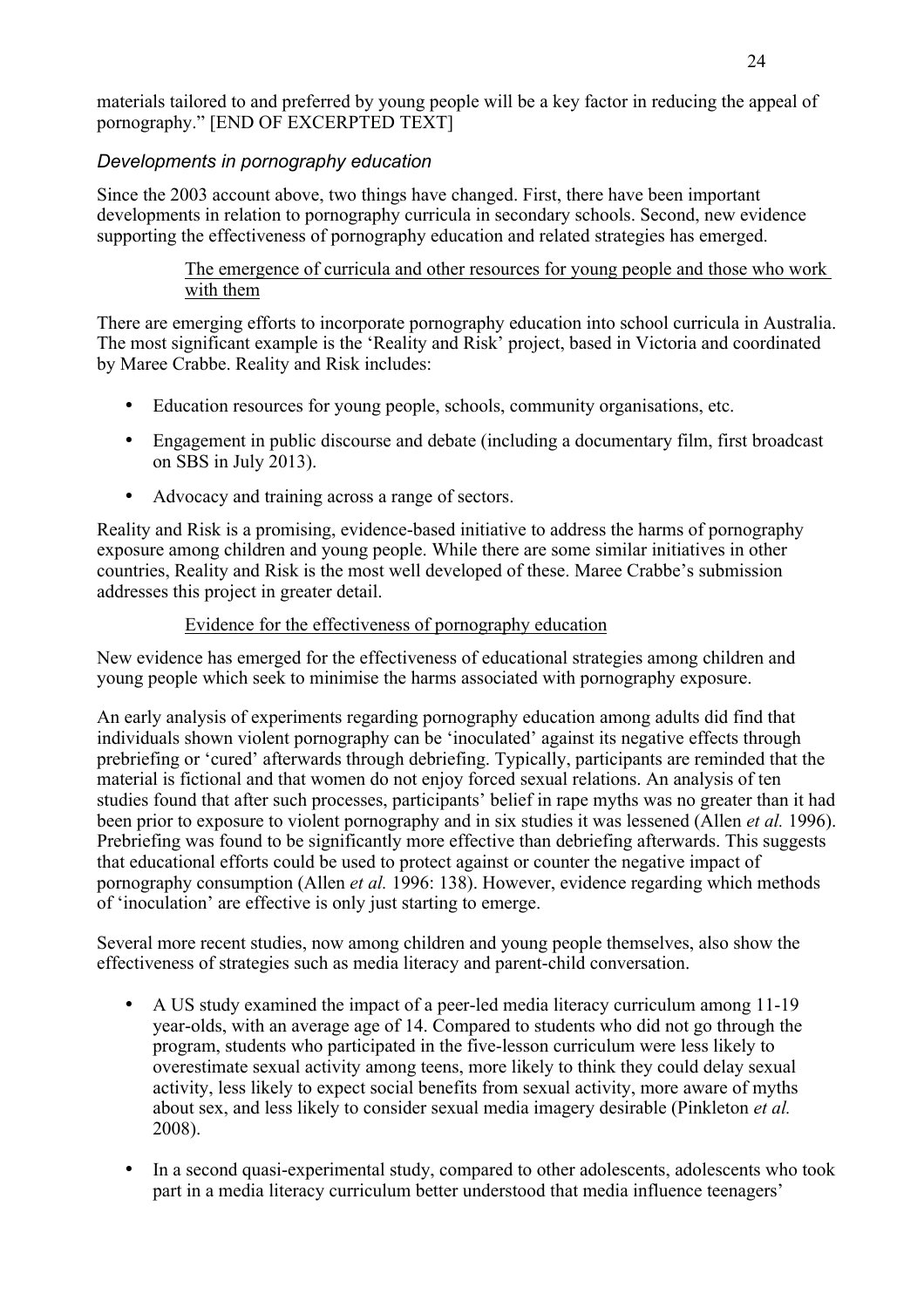materials tailored to and preferred by young people will be a key factor in reducing the appeal of pornography." [END OF EXCERPTED TEXT]

### *Developments in pornography education*

Since the 2003 account above, two things have changed. First, there have been important developments in relation to pornography curricula in secondary schools. Second, new evidence supporting the effectiveness of pornography education and related strategies has emerged.

#### The emergence of curricula and other resources for young people and those who work with them

There are emerging efforts to incorporate pornography education into school curricula in Australia. The most significant example is the 'Reality and Risk' project, based in Victoria and coordinated by Maree Crabbe. Reality and Risk includes:

- Education resources for young people, schools, community organisations, etc.
- Engagement in public discourse and debate (including a documentary film, first broadcast on SBS in July 2013).
- Advocacy and training across a range of sectors.

Reality and Risk is a promising, evidence-based initiative to address the harms of pornography exposure among children and young people. While there are some similar initiatives in other countries, Reality and Risk is the most well developed of these. Maree Crabbe's submission addresses this project in greater detail.

#### Evidence for the effectiveness of pornography education

New evidence has emerged for the effectiveness of educational strategies among children and young people which seek to minimise the harms associated with pornography exposure.

An early analysis of experiments regarding pornography education among adults did find that individuals shown violent pornography can be 'inoculated' against its negative effects through prebriefing or 'cured' afterwards through debriefing. Typically, participants are reminded that the material is fictional and that women do not enjoy forced sexual relations. An analysis of ten studies found that after such processes, participants' belief in rape myths was no greater than it had been prior to exposure to violent pornography and in six studies it was lessened (Allen *et al.* 1996). Prebriefing was found to be significantly more effective than debriefing afterwards. This suggests that educational efforts could be used to protect against or counter the negative impact of pornography consumption (Allen *et al.* 1996: 138). However, evidence regarding which methods of 'inoculation' are effective is only just starting to emerge.

Several more recent studies, now among children and young people themselves, also show the effectiveness of strategies such as media literacy and parent-child conversation.

- A US study examined the impact of a peer-led media literacy curriculum among 11-19 year-olds, with an average age of 14. Compared to students who did not go through the program, students who participated in the five-lesson curriculum were less likely to overestimate sexual activity among teens, more likely to think they could delay sexual activity, less likely to expect social benefits from sexual activity, more aware of myths about sex, and less likely to consider sexual media imagery desirable (Pinkleton *et al.* 2008).
- In a second quasi-experimental study, compared to other adolescents, adolescents who took part in a media literacy curriculum better understood that media influence teenagers'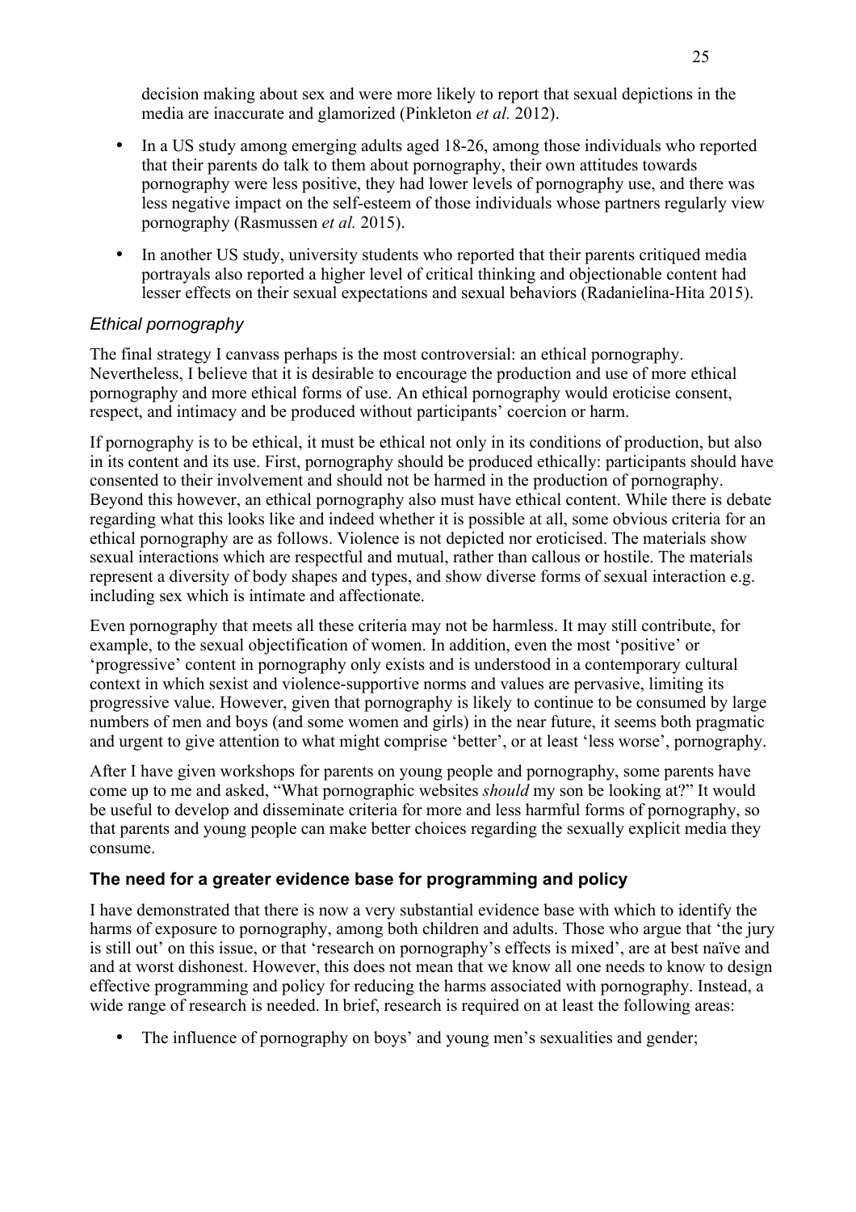decision making about sex and were more likely to report that sexual depictions in the media are inaccurate and glamorized (Pinkleton *et al.* 2012).

- In a US study among emerging adults aged 18-26, among those individuals who reported that their parents do talk to them about pornography, their own attitudes towards pornography were less positive, they had lower levels of pornography use, and there was less negative impact on the self-esteem of those individuals whose partners regularly view pornography (Rasmussen *et al.* 2015).
- In another US study, university students who reported that their parents critiqued media portrayals also reported a higher level of critical thinking and objectionable content had lesser effects on their sexual expectations and sexual behaviors (Radanielina-Hita 2015).

### *Ethical pornography*

The final strategy I canvass perhaps is the most controversial: an ethical pornography. Nevertheless, I believe that it is desirable to encourage the production and use of more ethical pornography and more ethical forms of use. An ethical pornography would eroticise consent, respect, and intimacy and be produced without participants' coercion or harm.

If pornography is to be ethical, it must be ethical not only in its conditions of production, but also in its content and its use. First, pornography should be produced ethically: participants should have consented to their involvement and should not be harmed in the production of pornography. Beyond this however, an ethical pornography also must have ethical content. While there is debate regarding what this looks like and indeed whether it is possible at all, some obvious criteria for an ethical pornography are as follows. Violence is not depicted nor eroticised. The materials show sexual interactions which are respectful and mutual, rather than callous or hostile. The materials represent a diversity of body shapes and types, and show diverse forms of sexual interaction e.g. including sex which is intimate and affectionate.

Even pornography that meets all these criteria may not be harmless. It may still contribute, for example, to the sexual objectification of women. In addition, even the most 'positive' or 'progressive' content in pornography only exists and is understood in a contemporary cultural context in which sexist and violence-supportive norms and values are pervasive, limiting its progressive value. However, given that pornography is likely to continue to be consumed by large numbers of men and boys (and some women and girls) in the near future, it seems both pragmatic and urgent to give attention to what might comprise 'better', or at least 'less worse', pornography.

After I have given workshops for parents on young people and pornography, some parents have come up to me and asked, "What pornographic websites *should* my son be looking at?" It would be useful to develop and disseminate criteria for more and less harmful forms of pornography, so that parents and young people can make better choices regarding the sexually explicit media they consume.

## The need for a greater evidence base for programming and policy

I have demonstrated that there is now a very substantial evidence base with which to identify the harms of exposure to pornography, among both children and adults. Those who argue that 'the jury is still out' on this issue, or that 'research on pornography's effects is mixed', are at best naïve and and at worst dishonest. However, this does not mean that we know all one needs to know to design effective programming and policy for reducing the harms associated with pornography. Instead, a wide range of research is needed. In brief, research is required on at least the following areas:

- The influence of pornography on boys' and young men's sexualities and gender;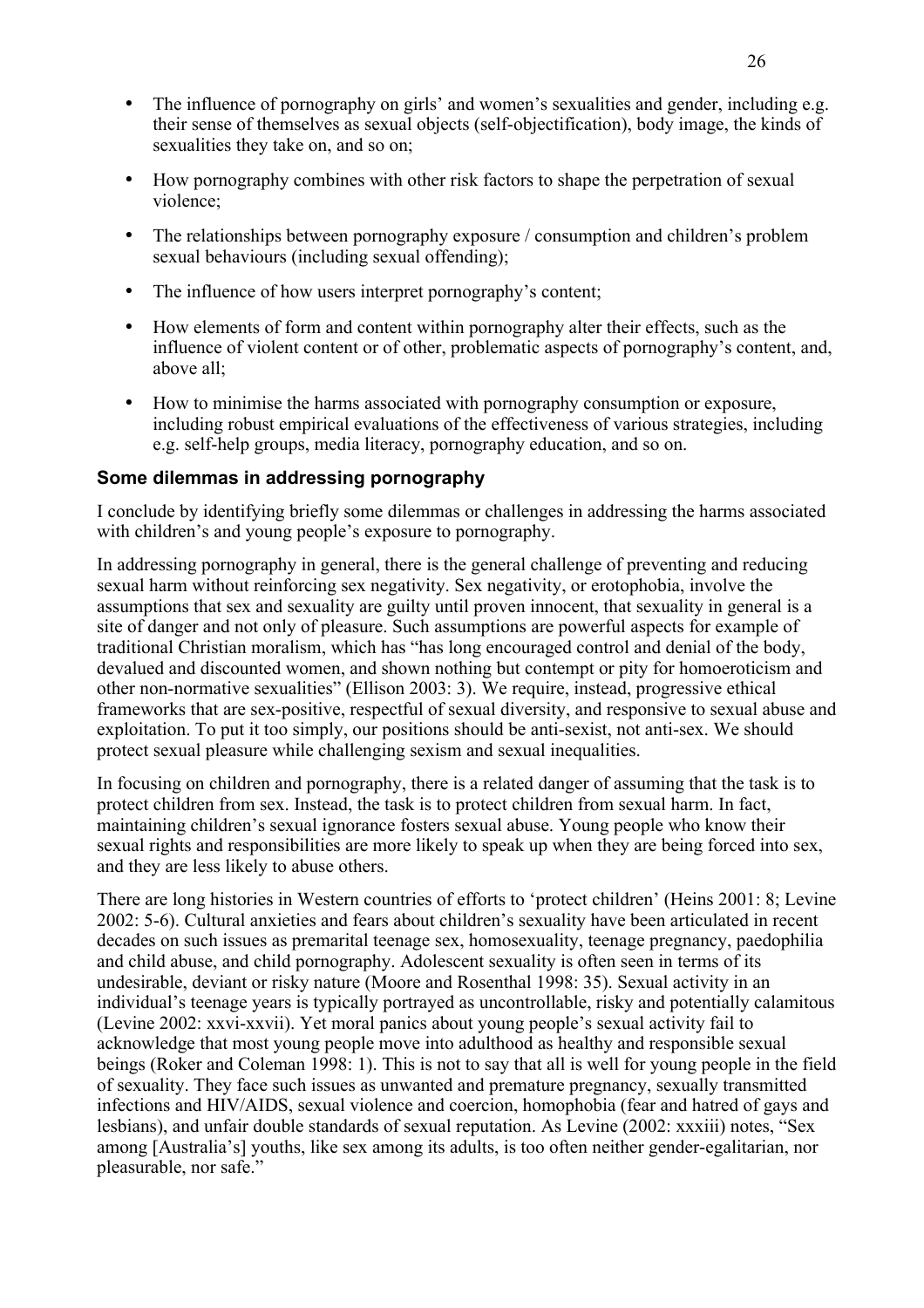- The influence of pornography on girls' and women's sexualities and gender, including e.g. their sense of themselves as sexual objects (self-objectification), body image, the kinds of sexualities they take on, and so on;
- How pornography combines with other risk factors to shape the perpetration of sexual violence;
- The relationships between pornography exposure / consumption and children's problem sexual behaviours (including sexual offending);
- The influence of how users interpret pornography's content;
- How elements of form and content within pornography alter their effects, such as the influence of violent content or of other, problematic aspects of pornography's content, and, above all;
- How to minimise the harms associated with pornography consumption or exposure, including robust empirical evaluations of the effectiveness of various strategies, including e.g. self-help groups, media literacy, pornography education, and so on.

### Some dilemmas in addressing pornography

I conclude by identifying briefly some dilemmas or challenges in addressing the harms associated with children's and young people's exposure to pornography.

In addressing pornography in general, there is the general challenge of preventing and reducing sexual harm without reinforcing sex negativity. Sex negativity, or erotophobia, involve the assumptions that sex and sexuality are guilty until proven innocent, that sexuality in general is a site of danger and not only of pleasure. Such assumptions are powerful aspects for example of traditional Christian moralism, which has "has long encouraged control and denial of the body, devalued and discounted women, and shown nothing but contempt or pity for homoeroticism and other non-normative sexualities" (Ellison 2003: 3). We require, instead, progressive ethical frameworks that are sex-positive, respectful of sexual diversity, and responsive to sexual abuse and exploitation. To put it too simply, our positions should be anti-sexist, not anti-sex. We should protect sexual pleasure while challenging sexism and sexual inequalities.

In focusing on children and pornography, there is a related danger of assuming that the task is to protect children from sex. Instead, the task is to protect children from sexual harm. In fact, maintaining children's sexual ignorance fosters sexual abuse. Young people who know their sexual rights and responsibilities are more likely to speak up when they are being forced into sex, and they are less likely to abuse others.

There are long histories in Western countries of efforts to 'protect children' (Heins 2001: 8; Levine 2002: 5-6). Cultural anxieties and fears about children's sexuality have been articulated in recent decades on such issues as premarital teenage sex, homosexuality, teenage pregnancy, paedophilia and child abuse, and child pornography. Adolescent sexuality is often seen in terms of its undesirable, deviant or risky nature (Moore and Rosenthal 1998: 35). Sexual activity in an individual's teenage years is typically portrayed as uncontrollable, risky and potentially calamitous (Levine 2002: xxvi-xxvii). Yet moral panics about young people's sexual activity fail to acknowledge that most young people move into adulthood as healthy and responsible sexual beings (Roker and Coleman 1998: 1). This is not to say that all is well for young people in the field of sexuality. They face such issues as unwanted and premature pregnancy, sexually transmitted infections and HIV/AIDS, sexual violence and coercion, homophobia (fear and hatred of gays and lesbians), and unfair double standards of sexual reputation. As Levine (2002: xxxiii) notes, "Sex among [Australia's] youths, like sex among its adults, is too often neither gender-egalitarian, nor pleasurable, nor safe."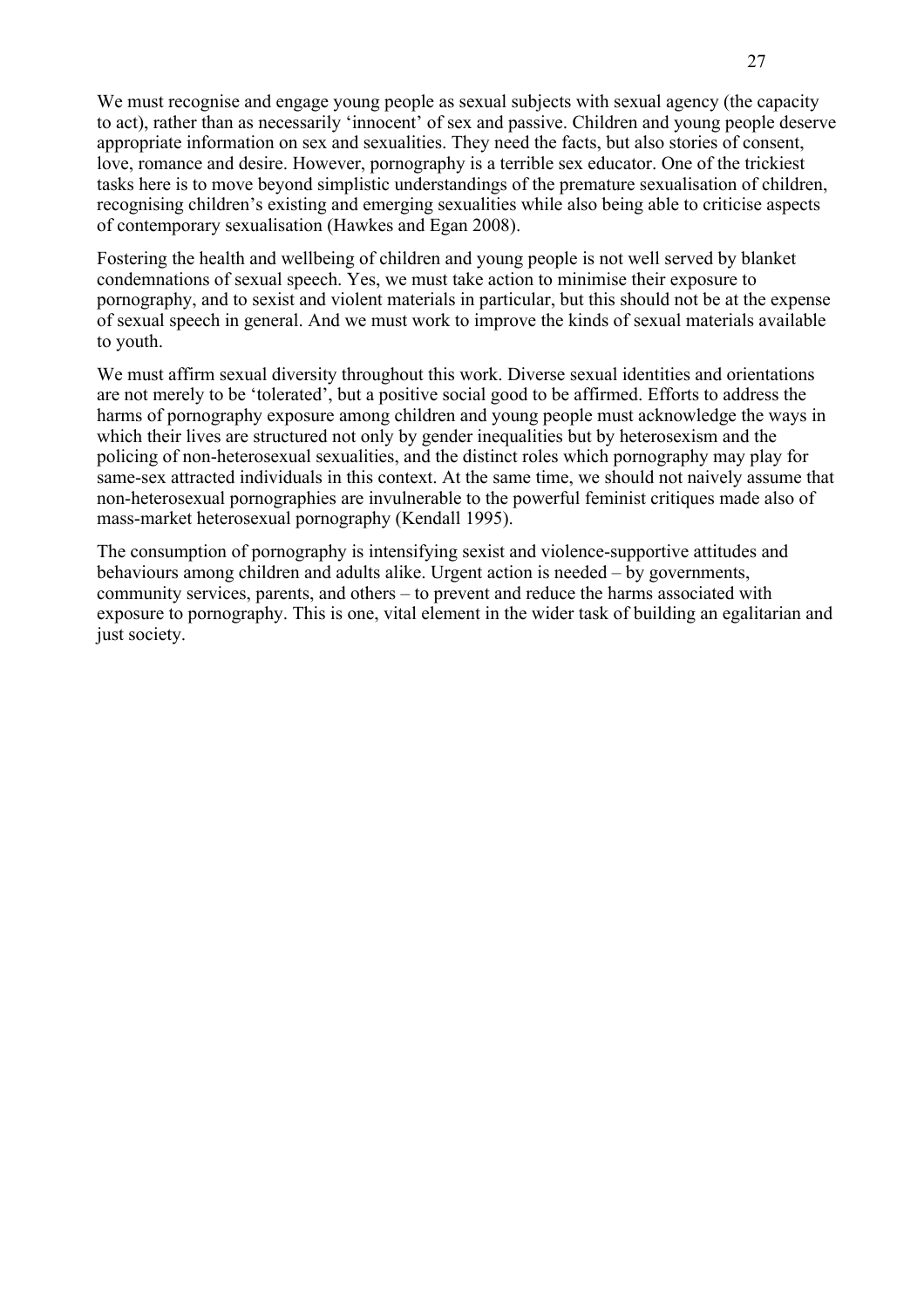We must recognise and engage young people as sexual subjects with sexual agency (the capacity to act), rather than as necessarily 'innocent' of sex and passive. Children and young people deserve appropriate information on sex and sexualities. They need the facts, but also stories of consent, love, romance and desire. However, pornography is a terrible sex educator. One of the trickiest tasks here is to move beyond simplistic understandings of the premature sexualisation of children, recognising children's existing and emerging sexualities while also being able to criticise aspects of contemporary sexualisation (Hawkes and Egan 2008).

Fostering the health and wellbeing of children and young people is not well served by blanket condemnations of sexual speech. Yes, we must take action to minimise their exposure to pornography, and to sexist and violent materials in particular, but this should not be at the expense of sexual speech in general. And we must work to improve the kinds of sexual materials available to youth.

We must affirm sexual diversity throughout this work. Diverse sexual identities and orientations are not merely to be 'tolerated', but a positive social good to be affirmed. Efforts to address the harms of pornography exposure among children and young people must acknowledge the ways in which their lives are structured not only by gender inequalities but by heterosexism and the policing of non-heterosexual sexualities, and the distinct roles which pornography may play for same-sex attracted individuals in this context. At the same time, we should not naively assume that non-heterosexual pornographies are invulnerable to the powerful feminist critiques made also of mass-market heterosexual pornography (Kendall 1995).

The consumption of pornography is intensifying sexist and violence-supportive attitudes and behaviours among children and adults alike. Urgent action is needed – by governments, community services, parents, and others – to prevent and reduce the harms associated with exposure to pornography. This is one, vital element in the wider task of building an egalitarian and just society.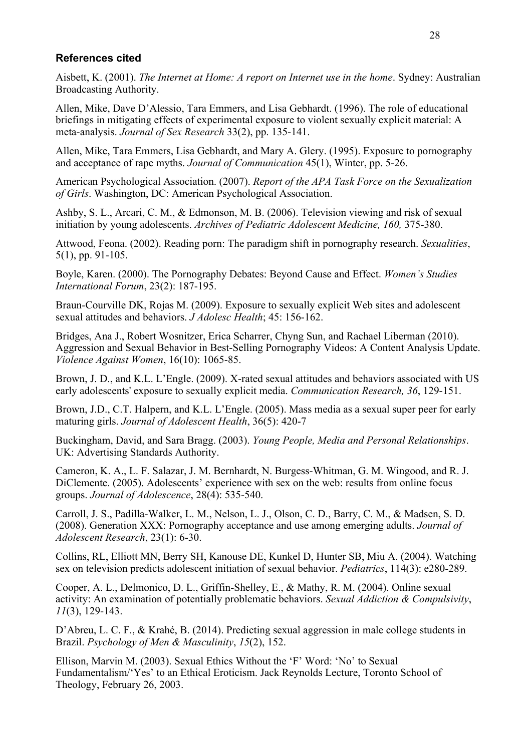### References cited

Aisbett, K. (2001). *The Internet at Home: A report on Internet use in the home*. Sydney: Australian Broadcasting Authority.

Allen, Mike, Dave D'Alessio, Tara Emmers, and Lisa Gebhardt. (1996). The role of educational briefings in mitigating effects of experimental exposure to violent sexually explicit material: A meta-analysis. *Journal of Sex Research* 33(2), pp. 135-141.

Allen, Mike, Tara Emmers, Lisa Gebhardt, and Mary A. Glery. (1995). Exposure to pornography and acceptance of rape myths. *Journal of Communication* 45(1), Winter, pp. 5-26.

American Psychological Association. (2007). *Report of the APA Task Force on the Sexualization of Girls*. Washington, DC: American Psychological Association.

Ashby, S. L., Arcari, C. M., & Edmonson, M. B. (2006). Television viewing and risk of sexual initiation by young adolescents. *Archives of Pediatric Adolescent Medicine, 160,* 375-380.

Attwood, Feona. (2002). Reading porn: The paradigm shift in pornography research. *Sexualities*, 5(1), pp. 91-105.

Boyle, Karen. (2000). The Pornography Debates: Beyond Cause and Effect. *Women's Studies International Forum*, 23(2): 187-195.

Braun-Courville DK, Rojas M. (2009). Exposure to sexually explicit Web sites and adolescent sexual attitudes and behaviors. *J Adolesc Health*; 45: 156-162.

Bridges, Ana J., Robert Wosnitzer, Erica Scharrer, Chyng Sun, and Rachael Liberman (2010). Aggression and Sexual Behavior in Best-Selling Pornography Videos: A Content Analysis Update. *Violence Against Women*, 16(10): 1065-85.

Brown, J. D., and K.L. L'Engle. (2009). X-rated sexual attitudes and behaviors associated with US early adolescents' exposure to sexually explicit media. *Communication Research, 36*, 129-151.

Brown, J.D., C.T. Halpern, and K.L. L'Engle. (2005). Mass media as a sexual super peer for early maturing girls. *Journal of Adolescent Health*, 36(5): 420-7

Buckingham, David, and Sara Bragg. (2003). *Young People, Media and Personal Relationships*. UK: Advertising Standards Authority.

Cameron, K. A., L. F. Salazar, J. M. Bernhardt, N. Burgess-Whitman, G. M. Wingood, and R. J. DiClemente. (2005). Adolescents' experience with sex on the web: results from online focus groups. *Journal of Adolescence*, 28(4): 535-540.

Carroll, J. S., Padilla-Walker, L. M., Nelson, L. J., Olson, C. D., Barry, C. M., & Madsen, S. D. (2008). Generation XXX: Pornography acceptance and use among emerging adults. *Journal of Adolescent Research*, 23(1): 6-30.

Collins, RL, Elliott MN, Berry SH, Kanouse DE, Kunkel D, Hunter SB, Miu A. (2004). Watching sex on television predicts adolescent initiation of sexual behavior. *Pediatrics*, 114(3): e280-289.

Cooper, A. L., Delmonico, D. L., Griffin-Shelley, E., & Mathy, R. M. (2004). Online sexual activity: An examination of potentially problematic behaviors. *Sexual Addiction & Compulsivity*, *11*(3), 129-143.

D'Abreu, L. C. F., & Krahé, B. (2014). Predicting sexual aggression in male college students in Brazil. *Psychology of Men & Masculinity*, *15*(2), 152.

Ellison, Marvin M. (2003). Sexual Ethics Without the 'F' Word: 'No' to Sexual Fundamentalism/'Yes' to an Ethical Eroticism. Jack Reynolds Lecture, Toronto School of Theology, February 26, 2003.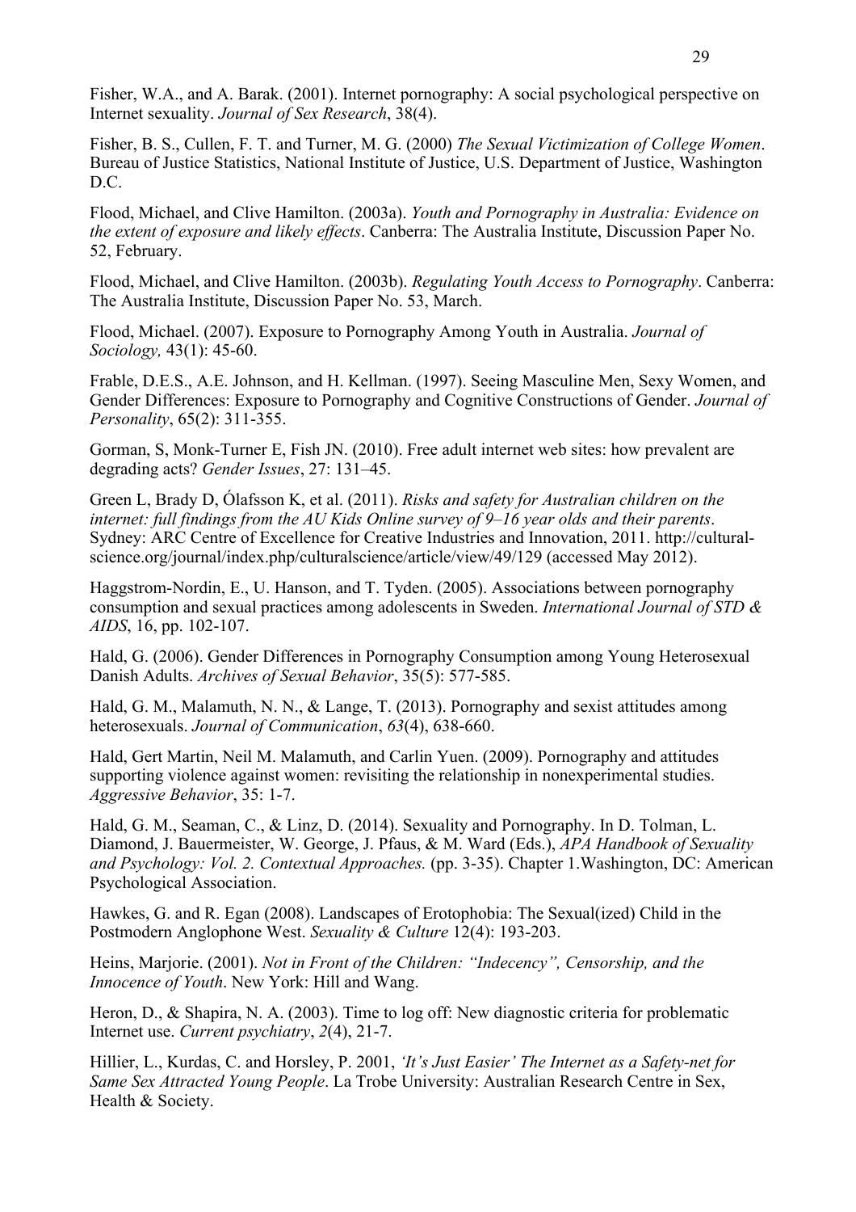Fisher, W.A., and A. Barak. (2001). Internet pornography: A social psychological perspective on Internet sexuality. *Journal of Sex Research*, 38(4).

Fisher, B. S., Cullen, F. T. and Turner, M. G. (2000) *The Sexual Victimization of College Women*. Bureau of Justice Statistics, National Institute of Justice, U.S. Department of Justice, Washington D.C.

Flood, Michael, and Clive Hamilton. (2003a). *Youth and Pornography in Australia: Evidence on the extent of exposure and likely effects*. Canberra: The Australia Institute, Discussion Paper No. 52, February.

Flood, Michael, and Clive Hamilton. (2003b). *Regulating Youth Access to Pornography*. Canberra: The Australia Institute, Discussion Paper No. 53, March.

Flood, Michael. (2007). Exposure to Pornography Among Youth in Australia. *Journal of Sociology,* 43(1): 45-60.

Frable, D.E.S., A.E. Johnson, and H. Kellman. (1997). Seeing Masculine Men, Sexy Women, and Gender Differences: Exposure to Pornography and Cognitive Constructions of Gender. *Journal of Personality*, 65(2): 311-355.

Gorman, S, Monk-Turner E, Fish JN. (2010). Free adult internet web sites: how prevalent are degrading acts? *Gender Issues*, 27: 131–45.

Green L, Brady D, Ólafsson K, et al. (2011). *Risks and safety for Australian children on the internet: full findings from the AU Kids Online survey of 9–16 year olds and their parents*. Sydney: ARC Centre of Excellence for Creative Industries and Innovation, 2011. http://cultural-science.org/journal/index.php/culturalscience/article/view/49/129 (accessed May 2012).

Haggstrom-Nordin, E., U. Hanson, and T. Tyden. (2005). Associations between pornography consumption and sexual practices among adolescents in Sweden. *International Journal of STD & AIDS*, 16, pp. 102-107.

Hald, G. (2006). Gender Differences in Pornography Consumption among Young Heterosexual Danish Adults. *Archives of Sexual Behavior*, 35(5): 577-585.

Hald, G. M., Malamuth, N. N., & Lange, T. (2013). Pornography and sexist attitudes among heterosexuals. *Journal of Communication*, *63*(4), 638-660.

Hald, Gert Martin, Neil M. Malamuth, and Carlin Yuen. (2009). Pornography and attitudes supporting violence against women: revisiting the relationship in nonexperimental studies. *Aggressive Behavior*, 35: 1-7.

Hald, G. M., Seaman, C., & Linz, D. (2014). Sexuality and Pornography. In D. Tolman, L. Diamond, J. Bauermeister, W. George, J. Pfaus, & M. Ward (Eds.), *APA Handbook of Sexuality and Psychology: Vol. 2. Contextual Approaches.* (pp. 3-35). Chapter 1.Washington, DC: American Psychological Association.

Hawkes, G. and R. Egan (2008). Landscapes of Erotophobia: The Sexual(ized) Child in the Postmodern Anglophone West. *Sexuality & Culture* 12(4): 193-203.

Heins, Marjorie. (2001). *Not in Front of the Children: "Indecency", Censorship, and the Innocence of Youth*. New York: Hill and Wang.

Heron, D., & Shapira, N. A. (2003). Time to log off: New diagnostic criteria for problematic Internet use. *Current psychiatry*, *2*(4), 21-7.

Hillier, L., Kurdas, C. and Horsley, P. 2001, *'It's Just Easier' The Internet as a Safety-net for Same Sex Attracted Young People*. La Trobe University: Australian Research Centre in Sex, Health & Society.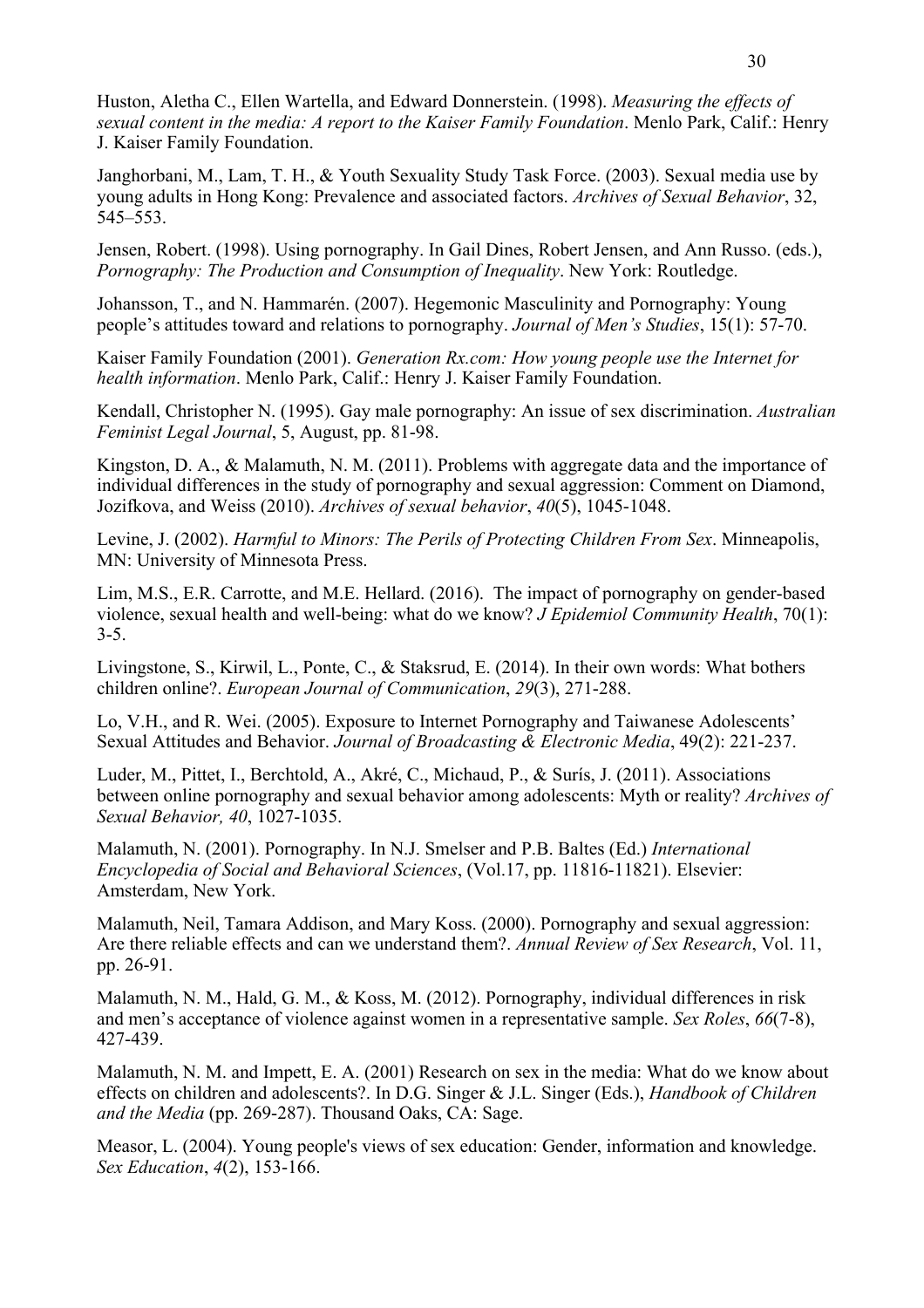Huston, Aletha C., Ellen Wartella, and Edward Donnerstein. (1998). *Measuring the effects of sexual content in the media: A report to the Kaiser Family Foundation*. Menlo Park, Calif.: Henry J. Kaiser Family Foundation.

Janghorbani, M., Lam, T. H., & Youth Sexuality Study Task Force. (2003). Sexual media use by young adults in Hong Kong: Prevalence and associated factors. *Archives of Sexual Behavior*, 32, 545–553.

Jensen, Robert. (1998). Using pornography. In Gail Dines, Robert Jensen, and Ann Russo. (eds.), *Pornography: The Production and Consumption of Inequality*. New York: Routledge.

Johansson, T., and N. Hammarén. (2007). Hegemonic Masculinity and Pornography: Young people's attitudes toward and relations to pornography. *Journal of Men's Studies*, 15(1): 57-70.

Kaiser Family Foundation (2001). *Generation Rx.com: How young people use the Internet for health information*. Menlo Park, Calif.: Henry J. Kaiser Family Foundation.

Kendall, Christopher N. (1995). Gay male pornography: An issue of sex discrimination. *Australian Feminist Legal Journal*, 5, August, pp. 81-98.

Kingston, D. A., & Malamuth, N. M. (2011). Problems with aggregate data and the importance of individual differences in the study of pornography and sexual aggression: Comment on Diamond, Jozifkova, and Weiss (2010). *Archives of sexual behavior*, *40*(5), 1045-1048.

Levine, J. (2002). *Harmful to Minors: The Perils of Protecting Children From Sex*. Minneapolis, MN: University of Minnesota Press.

Lim, M.S., E.R. Carrotte, and M.E. Hellard. (2016). The impact of pornography on gender-based violence, sexual health and well-being: what do we know? *J Epidemiol Community Health*, 70(1): 3-5.

Livingstone, S., Kirwil, L., Ponte, C., & Staksrud, E. (2014). In their own words: What bothers children online?. *European Journal of Communication*, *29*(3), 271-288.

Lo, V.H., and R. Wei. (2005). Exposure to Internet Pornography and Taiwanese Adolescents' Sexual Attitudes and Behavior. *Journal of Broadcasting & Electronic Media*, 49(2): 221-237.

Luder, M., Pittet, I., Berchtold, A., Akré, C., Michaud, P., & Surís, J. (2011). Associations between online pornography and sexual behavior among adolescents: Myth or reality? *Archives of Sexual Behavior, 40*, 1027-1035.

Malamuth, N. (2001). Pornography. In N.J. Smelser and P.B. Baltes (Ed.) *International Encyclopedia of Social and Behavioral Sciences*, (Vol.17, pp. 11816-11821). Elsevier: Amsterdam, New York.

Malamuth, Neil, Tamara Addison, and Mary Koss. (2000). Pornography and sexual aggression: Are there reliable effects and can we understand them?. *Annual Review of Sex Research*, Vol. 11, pp. 26-91.

Malamuth, N. M., Hald, G. M., & Koss, M. (2012). Pornography, individual differences in risk and men's acceptance of violence against women in a representative sample. *Sex Roles*, *66*(7-8), 427-439.

Malamuth, N. M. and Impett, E. A. (2001) Research on sex in the media: What do we know about effects on children and adolescents?. In D.G. Singer & J.L. Singer (Eds.), *Handbook of Children and the Media* (pp. 269-287). Thousand Oaks, CA: Sage.

Measor, L. (2004). Young people's views of sex education: Gender, information and knowledge. *Sex Education*, *4*(2), 153-166.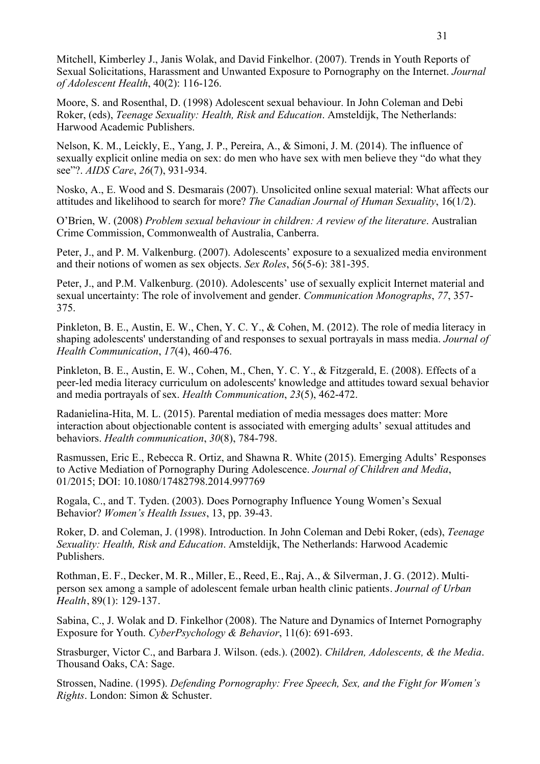Mitchell, Kimberley J., Janis Wolak, and David Finkelhor. (2007). Trends in Youth Reports of Sexual Solicitations, Harassment and Unwanted Exposure to Pornography on the Internet. *Journal of Adolescent Health*, 40(2): 116-126.

Moore, S. and Rosenthal, D. (1998) Adolescent sexual behaviour. In John Coleman and Debi Roker, (eds), *Teenage Sexuality: Health, Risk and Education*. Amsteldijk, The Netherlands: Harwood Academic Publishers.

Nelson, K. M., Leickly, E., Yang, J. P., Pereira, A., & Simoni, J. M. (2014). The influence of sexually explicit online media on sex: do men who have sex with men believe they "do what they see"?. *AIDS Care*, *26*(7), 931-934.

Nosko, A., E. Wood and S. Desmarais (2007). Unsolicited online sexual material: What affects our attitudes and likelihood to search for more? *The Canadian Journal of Human Sexuality*, 16(1/2).

O'Brien, W. (2008) *Problem sexual behaviour in children: A review of the literature*. Australian Crime Commission, Commonwealth of Australia, Canberra.

Peter, J., and P. M. Valkenburg. (2007). Adolescents' exposure to a sexualized media environment and their notions of women as sex objects. *Sex Roles*, 56(5-6): 381-395.

Peter, J., and P.M. Valkenburg. (2010). Adolescents' use of sexually explicit Internet material and sexual uncertainty: The role of involvement and gender. *Communication Monographs*, *77*, 357-375.

Pinkleton, B. E., Austin, E. W., Chen, Y. C. Y., & Cohen, M. (2012). The role of media literacy in shaping adolescents' understanding of and responses to sexual portrayals in mass media. *Journal of Health Communication*, *17*(4), 460-476.

Pinkleton, B. E., Austin, E. W., Cohen, M., Chen, Y. C. Y., & Fitzgerald, E. (2008). Effects of a peer-led media literacy curriculum on adolescents' knowledge and attitudes toward sexual behavior and media portrayals of sex. *Health Communication*, *23*(5), 462-472.

Radanielina-Hita, M. L. (2015). Parental mediation of media messages does matter: More interaction about objectionable content is associated with emerging adults' sexual attitudes and behaviors. *Health communication*, *30*(8), 784-798.

Rasmussen, Eric E., Rebecca R. Ortiz, and Shawna R. White (2015). Emerging Adults' Responses to Active Mediation of Pornography During Adolescence. *Journal of Children and Media*, 01/2015; DOI: 10.1080/17482798.2014.997769

Rogala, C., and T. Tyden. (2003). Does Pornography Influence Young Women's Sexual Behavior? *Women's Health Issues*, 13, pp. 39-43.

Roker, D. and Coleman, J. (1998). Introduction. In John Coleman and Debi Roker, (eds), *Teenage Sexuality: Health, Risk and Education*. Amsteldijk, The Netherlands: Harwood Academic Publishers.

Rothman, E. F., Decker, M. R., Miller, E., Reed, E., Raj, A., & Silverman, J. G. (2012). Multi-person sex among a sample of adolescent female urban health clinic patients. *Journal of Urban Health*, 89(1): 129-137.

Sabina, C., J. Wolak and D. Finkelhor (2008). The Nature and Dynamics of Internet Pornography Exposure for Youth. *CyberPsychology & Behavior*, 11(6): 691-693.

Strasburger, Victor C., and Barbara J. Wilson. (eds.). (2002). *Children, Adolescents, & the Media*. Thousand Oaks, CA: Sage.

Strossen, Nadine. (1995). *Defending Pornography: Free Speech, Sex, and the Fight for Women's Rights*. London: Simon & Schuster.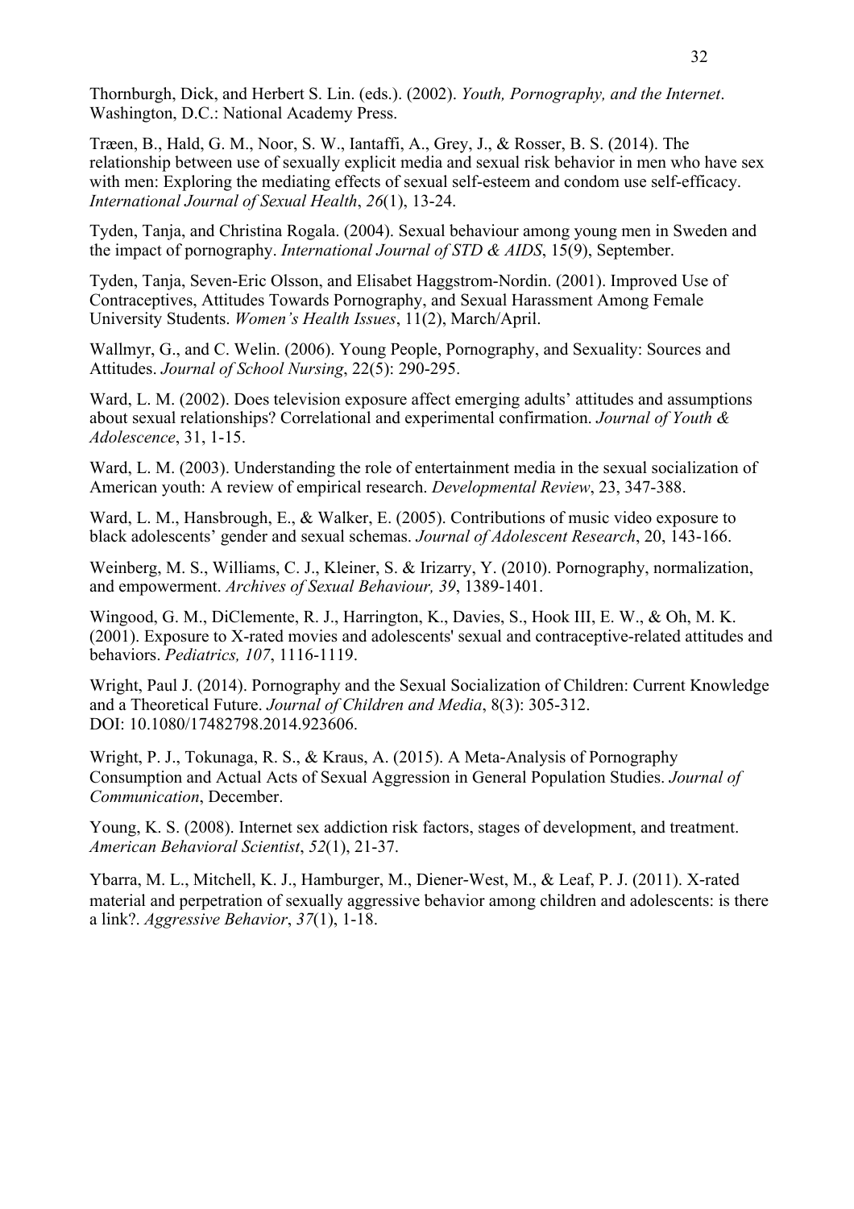Thornburgh, Dick, and Herbert S. Lin. (eds.). (2002). *Youth, Pornography, and the Internet*. Washington, D.C.: National Academy Press.

Træen, B., Hald, G. M., Noor, S. W., Iantaffi, A., Grey, J., & Rosser, B. S. (2014). The relationship between use of sexually explicit media and sexual risk behavior in men who have sex with men: Exploring the mediating effects of sexual self-esteem and condom use self-efficacy. *International Journal of Sexual Health*, *26*(1), 13-24.

Tyden, Tanja, and Christina Rogala. (2004). Sexual behaviour among young men in Sweden and the impact of pornography. *International Journal of STD & AIDS*, 15(9), September.

Tyden, Tanja, Seven-Eric Olsson, and Elisabet Haggstrom-Nordin. (2001). Improved Use of Contraceptives, Attitudes Towards Pornography, and Sexual Harassment Among Female University Students. *Women's Health Issues*, 11(2), March/April.

Wallmyr, G., and C. Welin. (2006). Young People, Pornography, and Sexuality: Sources and Attitudes. *Journal of School Nursing*, 22(5): 290-295.

Ward, L. M. (2002). Does television exposure affect emerging adults' attitudes and assumptions about sexual relationships? Correlational and experimental confirmation. *Journal of Youth & Adolescence*, 31, 1-15.

Ward, L. M. (2003). Understanding the role of entertainment media in the sexual socialization of American youth: A review of empirical research. *Developmental Review*, 23, 347-388.

Ward, L. M., Hansbrough, E., & Walker, E. (2005). Contributions of music video exposure to black adolescents' gender and sexual schemas. *Journal of Adolescent Research*, 20, 143-166.

Weinberg, M. S., Williams, C. J., Kleiner, S. & Irizarry, Y. (2010). Pornography, normalization, and empowerment. *Archives of Sexual Behaviour, 39*, 1389-1401.

Wingood, G. M., DiClemente, R. J., Harrington, K., Davies, S., Hook III, E. W., & Oh, M. K. (2001). Exposure to X-rated movies and adolescents' sexual and contraceptive-related attitudes and behaviors. *Pediatrics, 107*, 1116-1119.

Wright, Paul J. (2014). Pornography and the Sexual Socialization of Children: Current Knowledge and a Theoretical Future. *Journal of Children and Media*, 8(3): 305-312. DOI: 10.1080/17482798.2014.923606.

Wright, P. J., Tokunaga, R. S., & Kraus, A. (2015). A Meta-Analysis of Pornography Consumption and Actual Acts of Sexual Aggression in General Population Studies. *Journal of Communication*, December.

Young, K. S. (2008). Internet sex addiction risk factors, stages of development, and treatment. *American Behavioral Scientist*, *52*(1), 21-37.

Ybarra, M. L., Mitchell, K. J., Hamburger, M., Diener-West, M., & Leaf, P. J. (2011). X-rated material and perpetration of sexually aggressive behavior among children and adolescents: is there a link?. *Aggressive Behavior*, *37*(1), 1-18.